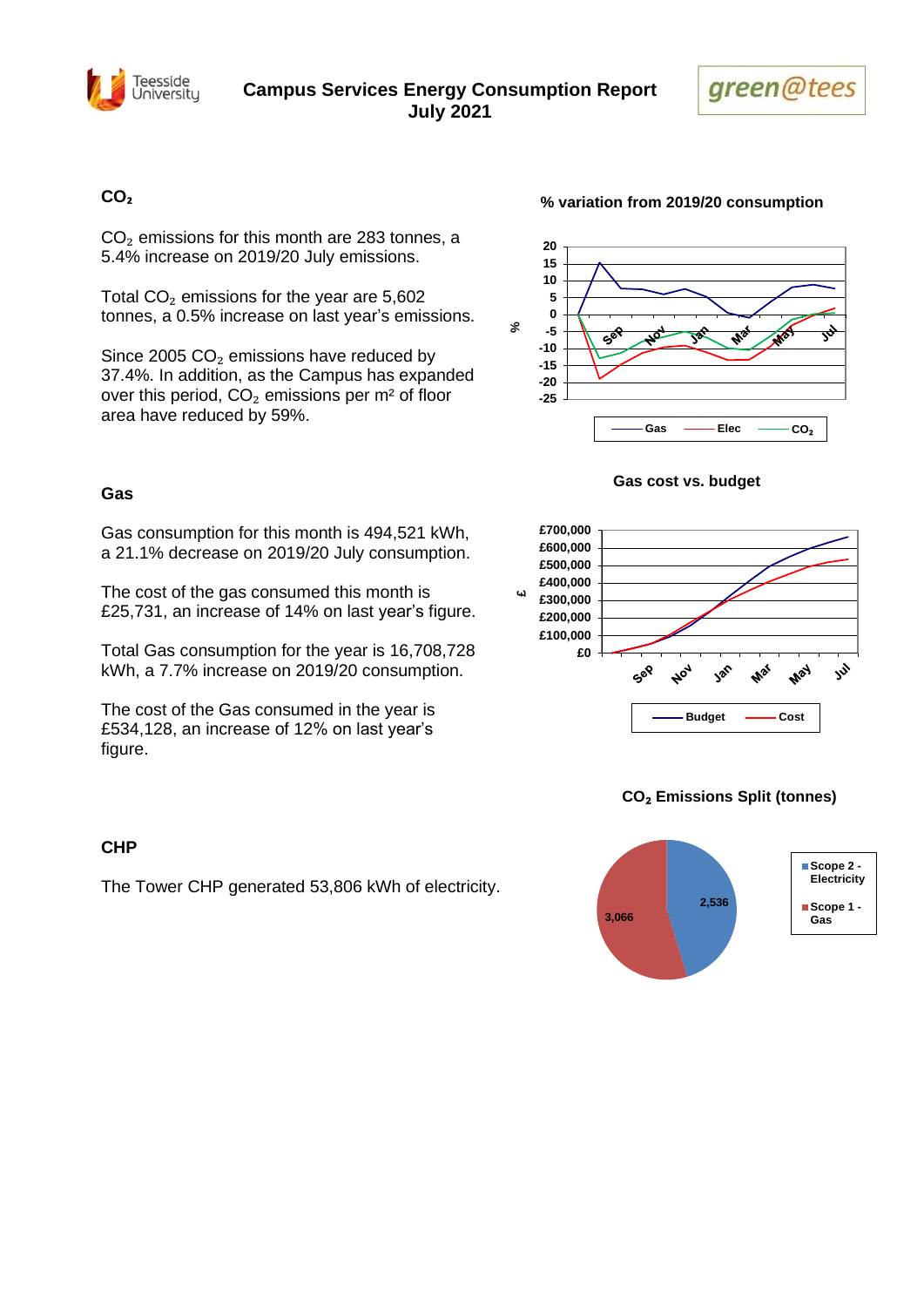# Campus Services Energy Consumption Report July 2021

## $CO_2$

$CO_2$ emissions for this month are 283 tonnes, a 5.4% increase on 2019/20 July emissions.

Total $CO_2$ emissions for the year are 5,602 tonnes, a 0.5% increase on last year's emissions.

Since 2005 $CO_2$ emissions have reduced by 37.4%. In addition, as the Campus has expanded over this period, $CO_2$ emissions per m² of floor area have reduced by 59%.

**% variation from 2019/20 consumption**

## Gas

Gas consumption for this month is 494,521 kWh, a 21.1% decrease on 2019/20 July consumption.

The cost of the gas consumed this month is £25,731, an increase of 14% on last year's figure.

Total Gas consumption for the year is 16,708,728 kWh, a 7.7% increase on 2019/20 consumption.

The cost of the Gas consumed in the year is £534,128, an increase of 12% on last year's figure.

**Gas cost vs. budget**

**$CO_2$ Emissions Split (tonnes)**

## CHP

The Tower CHP generated 53,806 kWh of electricity.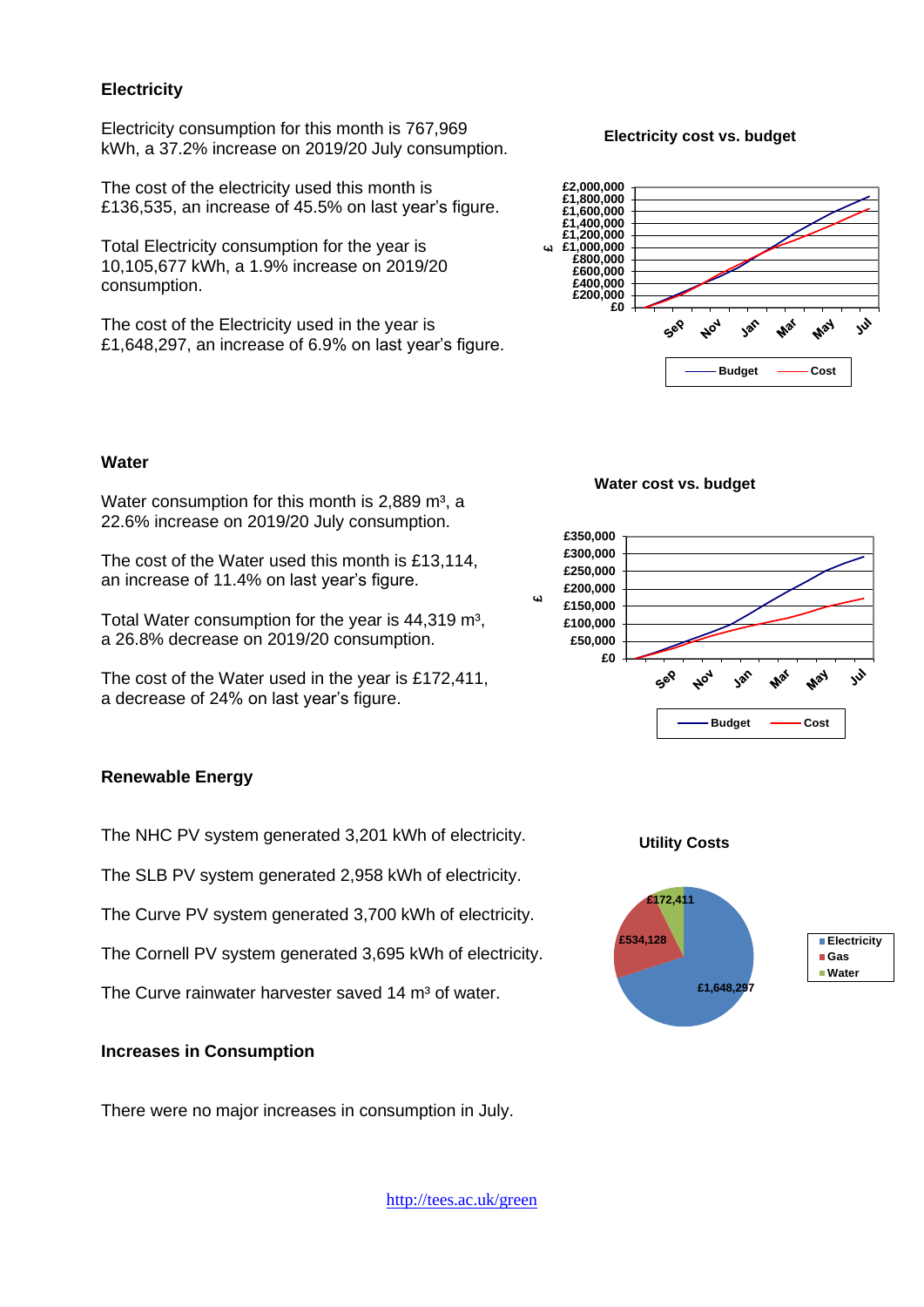## Electricity

Electricity consumption for this month is 767,969 kWh, a 37.2% increase on 2019/20 July consumption.

The cost of the electricity used this month is £136,535, an increase of 45.5% on last year's figure.

Total Electricity consumption for the year is 10,105,677 kWh, a 1.9% increase on 2019/20 consumption.

The cost of the Electricity used in the year is £1,648,297, an increase of 6.9% on last year's figure.

**Electricity cost vs. budget**

## Water

Water consumption for this month is 2,889 m³, a 22.6% increase on 2019/20 July consumption.

The cost of the Water used this month is £13,114, an increase of 11.4% on last year's figure.

Total Water consumption for the year is 44,319 m³, a 26.8% decrease on 2019/20 consumption.

The cost of the Water used in the year is £172,411, a decrease of 24% on last year's figure.

**Water cost vs. budget**

## Renewable Energy

The NHC PV system generated 3,201 kWh of electricity.

The SLB PV system generated 2,958 kWh of electricity.

The Curve PV system generated 3,700 kWh of electricity.

The Cornell PV system generated 3,695 kWh of electricity.

The Curve rainwater harvester saved 14 m³ of water.

**Utility Costs**

## Increases in Consumption

There were no major increases in consumption in July.

http://tees.ac.uk/green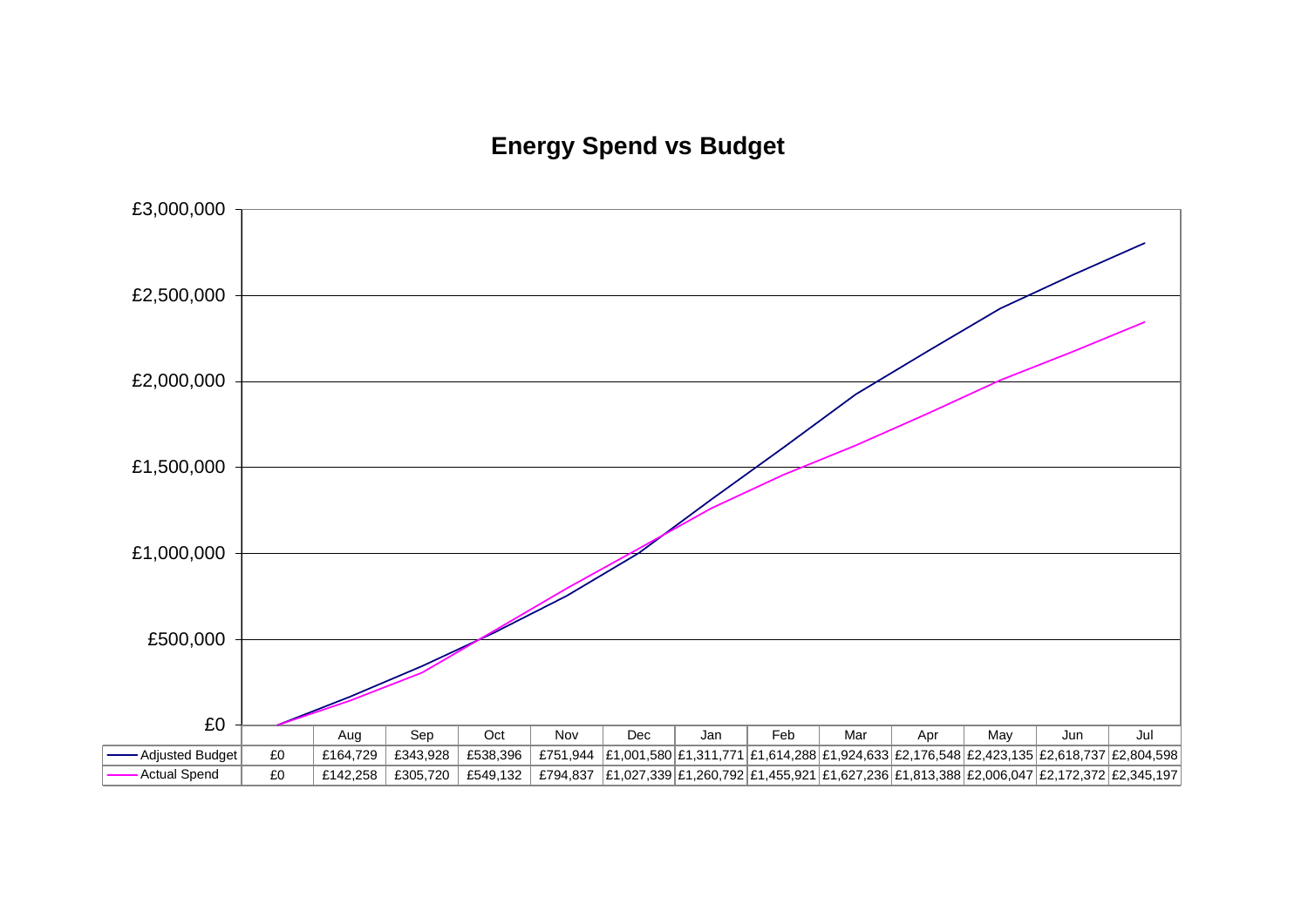## Energy Spend vs Budget

| | | Aug | Sep | Oct | Nov | Dec | Jan | Feb | Mar | Apr | May | Jun | Jul |
|---|---|---|---|---|---|---|---|---|---|---|---|---|---|
| Adjusted Budget | £0 | £164,729 | £343,928 | £538,396 | £751,944 | £1,001,580 | £1,311,771 | £1,614,288 | £1,924,633 | £2,176,548 | £2,423,135 | £2,618,737 | £2,804,598 |
| Actual Spend | £0 | £142,258 | £305,720 | £549,132 | £794,837 | £1,027,339 | £1,260,792 | £1,455,921 | £1,627,236 | £1,813,388 | £2,006,047 | £2,172,372 | £2,345,197 |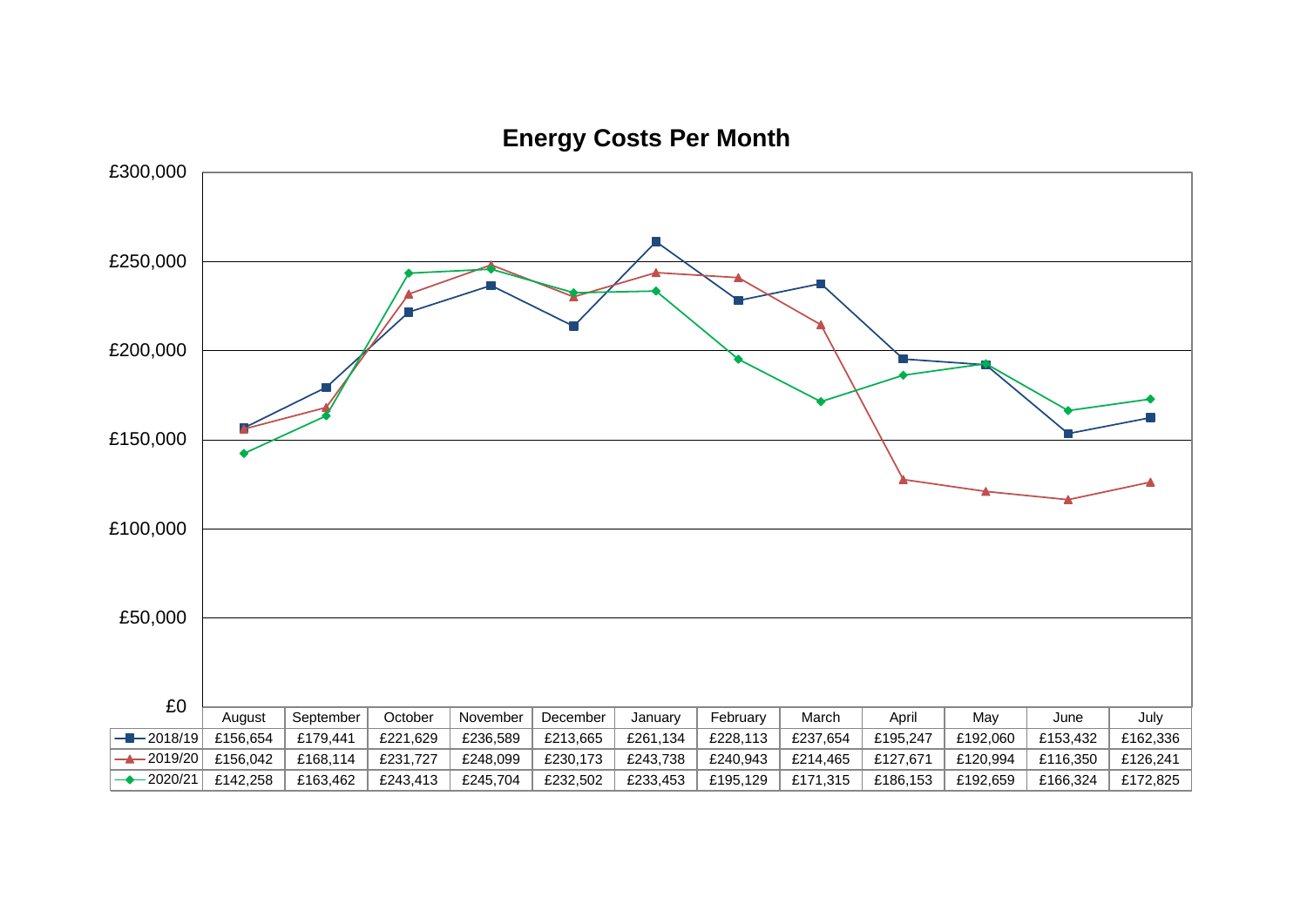## Energy Costs Per Month

| | August | September | October | November | December | January | February | March | April | May | June | July |
|---|---|---|---|---|---|---|---|---|---|---|---|---|
| 2018/19 | £156,654 | £179,441 | £221,629 | £236,589 | £213,665 | £261,134 | £228,113 | £237,654 | £195,247 | £192,060 | £153,432 | £162,336 |
| 2019/20 | £156,042 | £168,114 | £231,727 | £248,099 | £230,173 | £243,738 | £240,943 | £214,465 | £127,671 | £120,994 | £116,350 | £126,241 |
| 2020/21 | £142,258 | £163,462 | £243,413 | £245,704 | £232,502 | £233,453 | £195,129 | £171,315 | £186,153 | £192,659 | £166,324 | £172,825 |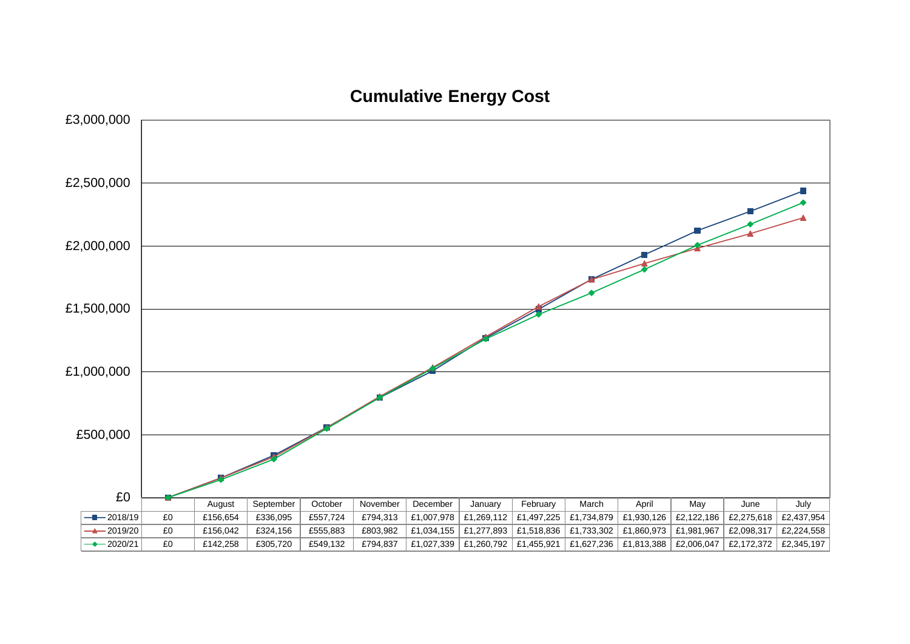# Cumulative Energy Cost

| | | August | September | October | November | December | January | February | March | April | May | June | July |
|---|---|---|---|---|---|---|---|---|---|---|---|---|---|
| 2018/19 | £0 | £156,654 | £336,095 | £557,724 | £794,313 | £1,007,978 | £1,269,112 | £1,497,225 | £1,734,879 | £1,930,126 | £2,122,186 | £2,275,618 | £2,437,954 |
| 2019/20 | £0 | £156,042 | £324,156 | £555,883 | £803,982 | £1,034,155 | £1,277,893 | £1,518,836 | £1,733,302 | £1,860,973 | £1,981,967 | £2,098,317 | £2,224,558 |
| 2020/21 | £0 | £142,258 | £305,720 | £549,132 | £794,837 | £1,027,339 | £1,260,792 | £1,455,921 | £1,627,236 | £1,813,388 | £2,006,047 | £2,172,372 | £2,345,197 |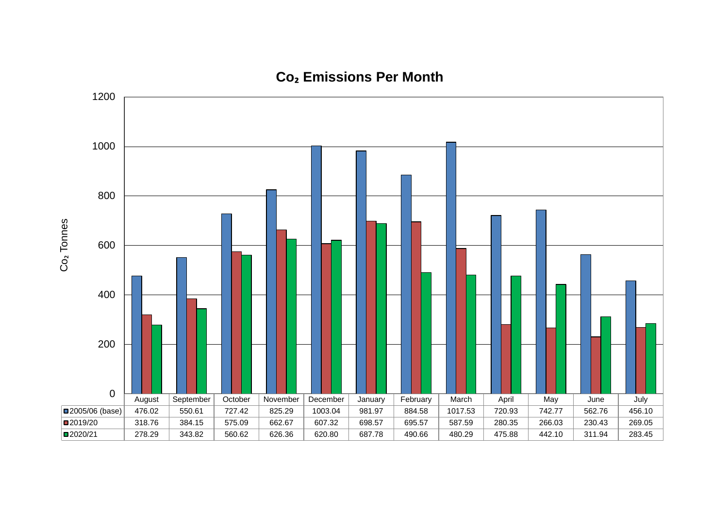## $CO_2$ Emissions Per Month

|  | August | September | October | November | December | January | February | March | April | May | June | July |
|---|---|---|---|---|---|---|---|---|---|---|---|---|
| 2005/06 (base) | 476.02 | 550.61 | 727.42 | 825.29 | 1003.04 | 981.97 | 884.58 | 1017.53 | 720.93 | 742.77 | 562.76 | 456.10 |
| 2019/20 | 318.76 | 384.15 | 575.09 | 662.67 | 607.32 | 698.57 | 695.57 | 587.59 | 280.35 | 266.03 | 230.43 | 269.05 |
| 2020/21 | 278.29 | 343.82 | 560.62 | 626.36 | 620.80 | 687.78 | 490.66 | 480.29 | 475.88 | 442.10 | 311.94 | 283.45 |

$CO_2$ Tonnes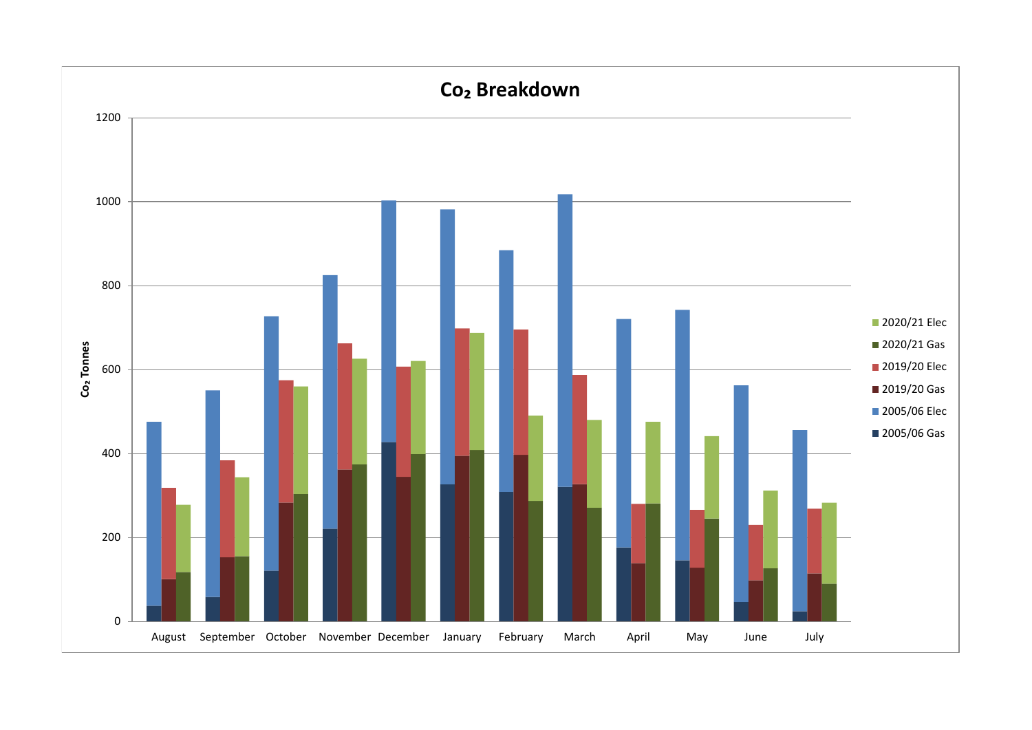# $CO_2$ Breakdown

$CO_2$ Tonnes

2020/21 Elec
2020/21 Gas
2019/20 Elec
2019/20 Gas
2005/06 Elec
2005/06 Gas

August September October November December January February March April May June July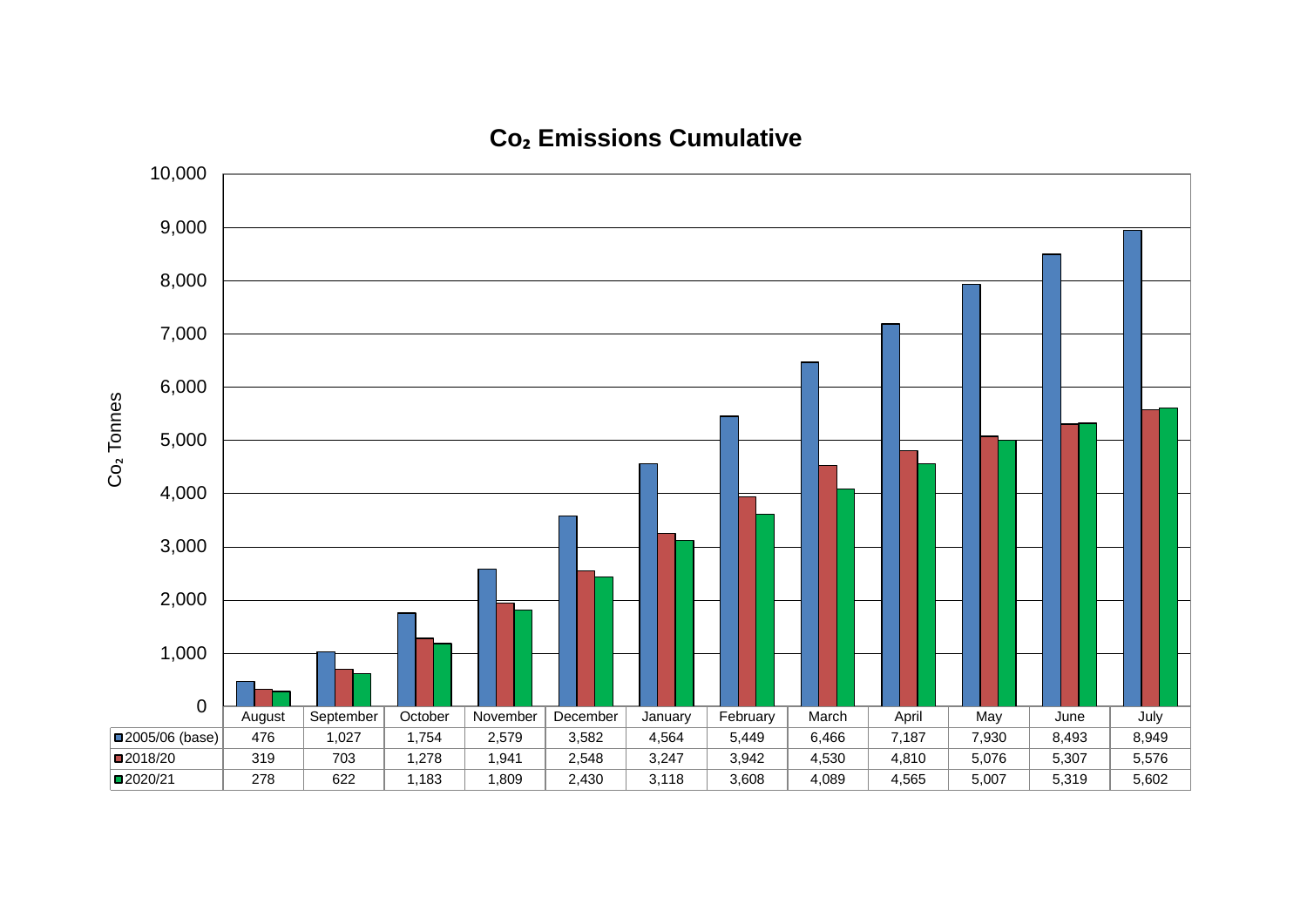## $CO_2$ Emissions Cumulative

$CO_2$ Tonnes

| | August | September | October | November | December | January | February | March | April | May | June | July |
|---|---|---|---|---|---|---|---|---|---|---|---|---|
| 2005/06 (base) | 476 | 1,027 | 1,754 | 2,579 | 3,582 | 4,564 | 5,449 | 6,466 | 7,187 | 7,930 | 8,493 | 8,949 |
| 2018/20 | 319 | 703 | 1,278 | 1,941 | 2,548 | 3,247 | 3,942 | 4,530 | 4,810 | 5,076 | 5,307 | 5,576 |
| 2020/21 | 278 | 622 | 1,183 | 1,809 | 2,430 | 3,118 | 3,608 | 4,089 | 4,565 | 5,007 | 5,319 | 5,602 |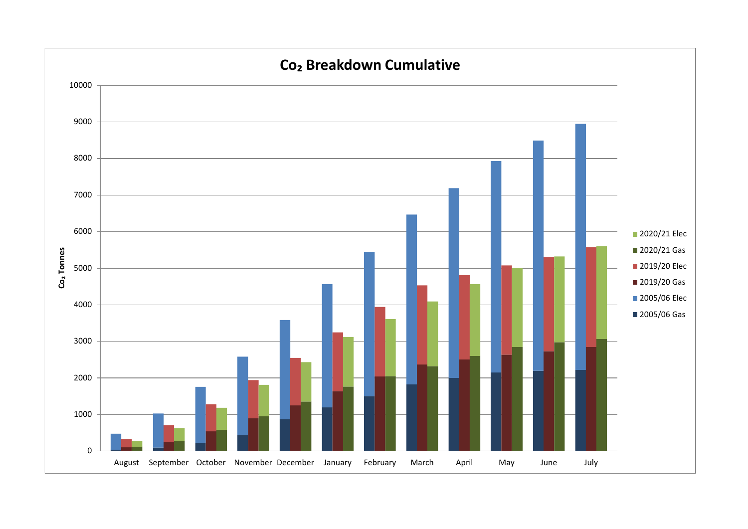# Co$_2$ Breakdown Cumulative

Co$_2$ Tonnes

10000
9000
8000
7000
6000
5000
4000
3000
2000
1000
0

August September October November December January February March April May June July

- 2020/21 Elec
- 2020/21 Gas
- 2019/20 Elec
- 2019/20 Gas
- 2005/06 Elec
- 2005/06 Gas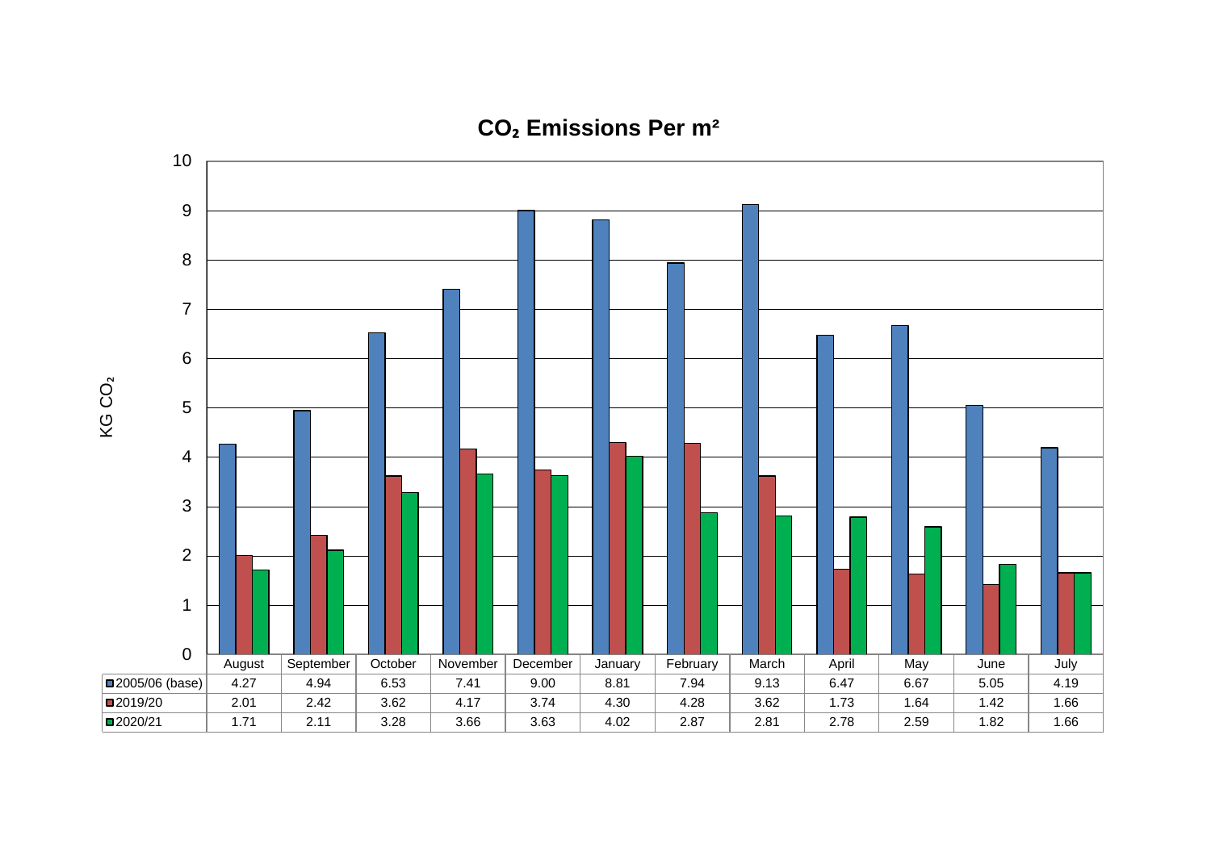## $CO_2$ Emissions Per m²

KG $CO_2$

| | August | September | October | November | December | January | February | March | April | May | June | July |
|---|---|---|---|---|---|---|---|---|---|---|---|---|
| 2005/06 (base) | 4.27 | 4.94 | 6.53 | 7.41 | 9.00 | 8.81 | 7.94 | 9.13 | 6.47 | 6.67 | 5.05 | 4.19 |
| 2019/20 | 2.01 | 2.42 | 3.62 | 4.17 | 3.74 | 4.30 | 4.28 | 3.62 | 1.73 | 1.64 | 1.42 | 1.66 |
| 2020/21 | 1.71 | 2.11 | 3.28 | 3.66 | 3.63 | 4.02 | 2.87 | 2.81 | 2.78 | 2.59 | 1.82 | 1.66 |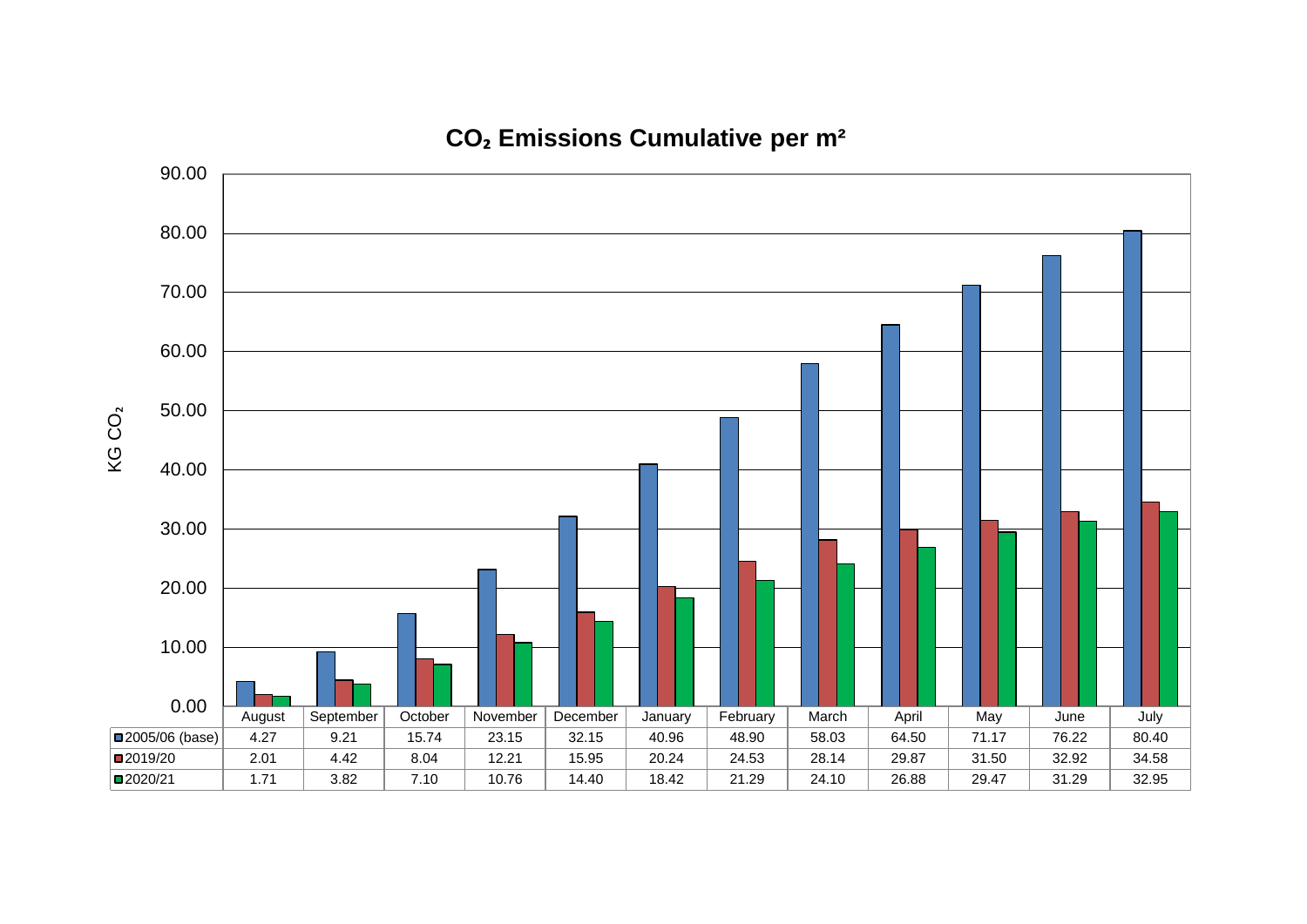## $CO_2$ Emissions Cumulative per m²

KG $CO_2$

| | August | September | October | November | December | January | February | March | April | May | June | July |
|---|---|---|---|---|---|---|---|---|---|---|---|---|
| 2005/06 (base) | 4.27 | 9.21 | 15.74 | 23.15 | 32.15 | 40.96 | 48.90 | 58.03 | 64.50 | 71.17 | 76.22 | 80.40 |
| 2019/20 | 2.01 | 4.42 | 8.04 | 12.21 | 15.95 | 20.24 | 24.53 | 28.14 | 29.87 | 31.50 | 32.92 | 34.58 |
| 2020/21 | 1.71 | 3.82 | 7.10 | 10.76 | 14.40 | 18.42 | 21.29 | 24.10 | 26.88 | 29.47 | 31.29 | 32.95 |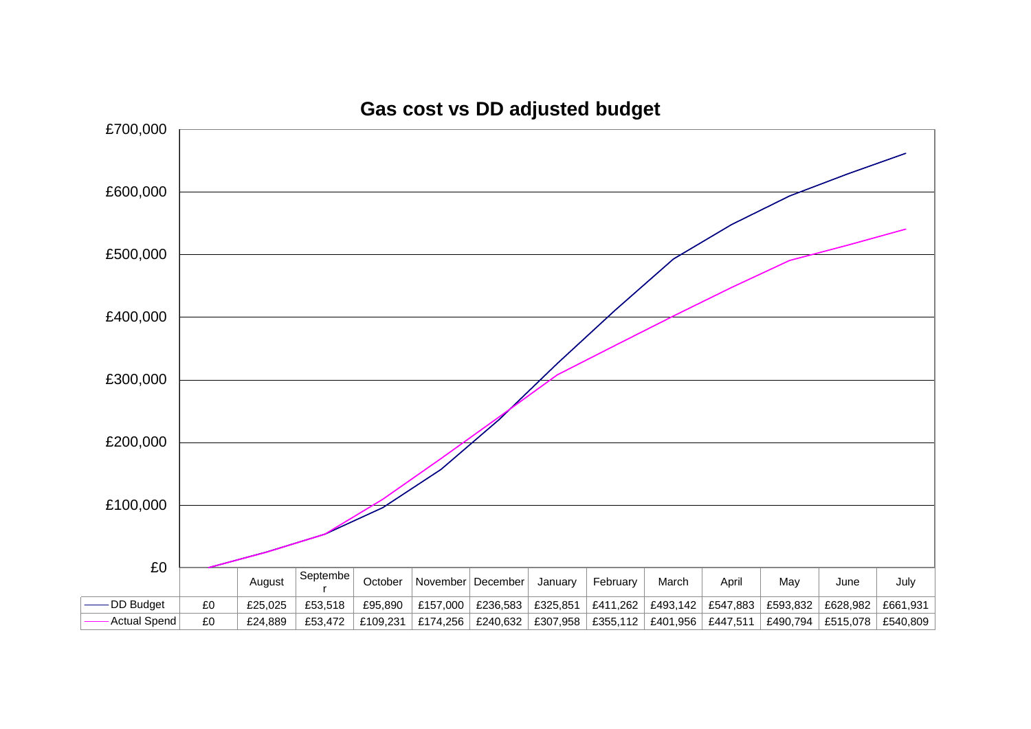## Gas cost vs DD adjusted budget

| | | August | September | October | November | December | January | February | March | April | May | June | July |
|---|---|---|---|---|---|---|---|---|---|---|---|---|---|
| DD Budget | £0 | £25,025 | £53,518 | £95,890 | £157,000 | £236,583 | £325,851 | £411,262 | £493,142 | £547,883 | £593,832 | £628,982 | £661,931 |
| Actual Spend | £0 | £24,889 | £53,472 | £109,231 | £174,256 | £240,632 | £307,958 | £355,112 | £401,956 | £447,511 | £490,794 | £515,078 | £540,809 |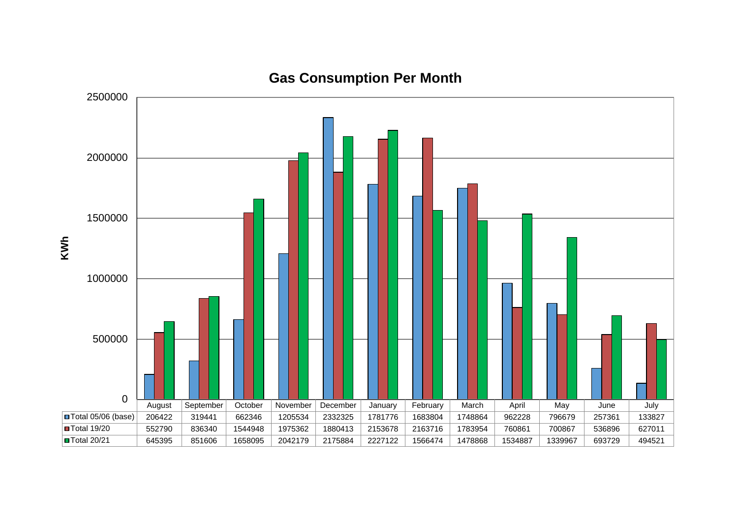## Gas Consumption Per Month

KWh

| | August | September | October | November | December | January | February | March | April | May | June | July |
|---|---|---|---|---|---|---|---|---|---|---|---|---|
| Total 05/06 (base) | 206422 | 319441 | 662346 | 1205534 | 2332325 | 1781776 | 1683804 | 1748864 | 962228 | 796679 | 257361 | 133827 |
| Total 19/20 | 552790 | 836340 | 1544948 | 1975362 | 1880413 | 2153678 | 2163716 | 1783954 | 760861 | 700867 | 536896 | 627011 |
| Total 20/21 | 645395 | 851606 | 1658095 | 2042179 | 2175884 | 2227122 | 1566474 | 1478868 | 1534887 | 1339967 | 693729 | 494521 |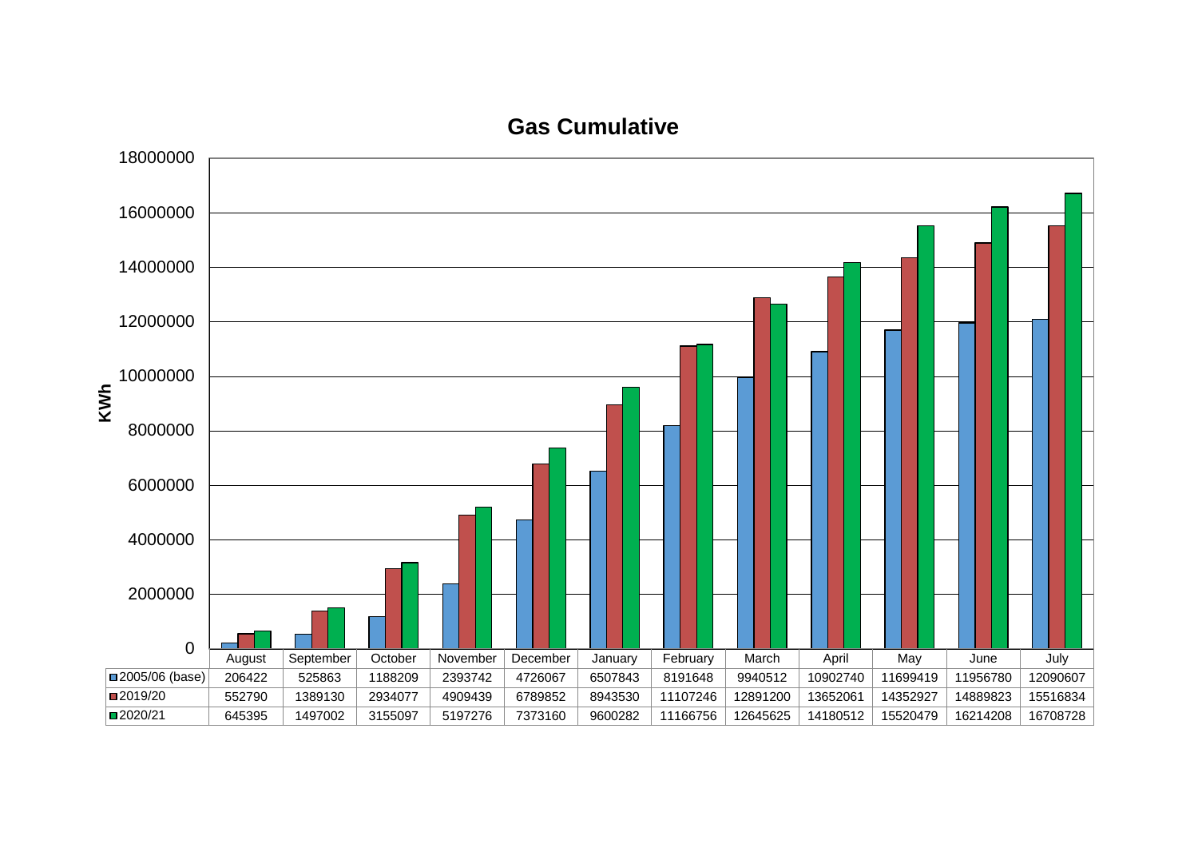## Gas Cumulative

| | August | September | October | November | December | January | February | March | April | May | June | July |
|---|---|---|---|---|---|---|---|---|---|---|---|---|
| 2005/06 (base) | 206422 | 525863 | 1188209 | 2393742 | 4726067 | 6507843 | 8191648 | 9940512 | 10902740 | 11699419 | 11956780 | 12090607 |
| 2019/20 | 552790 | 1389130 | 2934077 | 4909439 | 6789852 | 8943530 | 11107246 | 12891200 | 13652061 | 14352927 | 14889823 | 15516834 |
| 2020/21 | 645395 | 1497002 | 3155097 | 5197276 | 7373160 | 9600282 | 11166756 | 12645625 | 14180512 | 15520479 | 16214208 | 16708728 |

KWh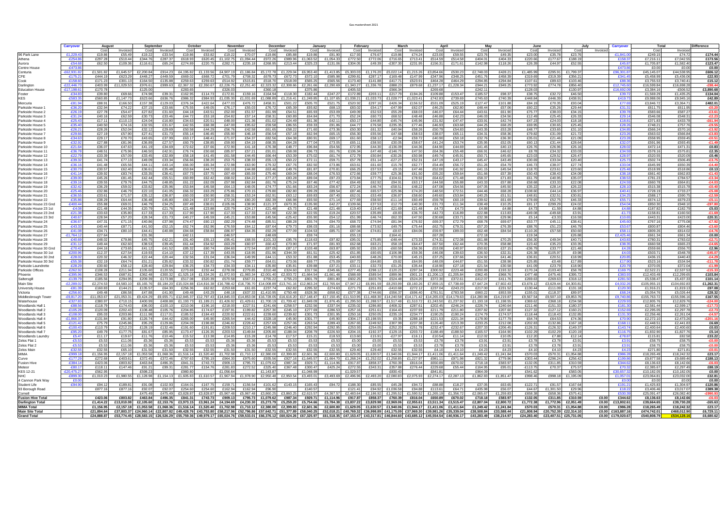Gas mastersheet 2021

| | Carryover | August | | September | | October | | November | | December | | January | | February | | March | | April | | May | | June | | July | | Carryover | Total | | Difference |
|---|---|---|---|---|---|---|---|---|---|---|---|---|---|---|---|---|---|---|---|---|---|---|---|---|---|---|---|---|---|
| | | Cost | Invoiced | Cost | Invoiced | Cost | Invoiced | Cost | Invoiced | Cost | Invoiced | Cost | Invoiced | Cost | Invoiced | Cost | Invoiced | Cost | Invoiced | Cost | Invoiced | Cost | Invoiced | Cost | Invoiced | | Cost | Invoiced | |
| 96 Park Lane | £1,229.43 | £19.86 | £55.49 | £19.22 | £33.54 | £19.86 | £53.82 | £19.22 | £70.07 | £19.86 | £85.88 | £19.86 | £91.90 | £17.93 | £76.67 | £19.86 | £74.24 | £23.00 | £59.55 | £23.76 | £49.35 | £23.00 | £35.78 | £23.76 | | £1,309.77 | £249.15 | £74.72 | £174.44 |
| Athena | -£254.86 | £297.28 | £510.44 | £344.76 | £287.37 | £618.93 | £620.45 | £1,102.75 | £1,094.44 | £972.26 | £989.96 | £1,063.52 | £1,054.33 | £772.50 | £772.06 | £716.65 | £713.41 | £514.59 | £514.58 | £404.01 | £404.33 | £220.66 | £177.67 | £188.19 | | £158.37 | £7,216.11 | £7,042.55 | £173.56 |
| Aurora | -£54.68 | £62.50 | £109.36 | £116.61 | £65.24 | £274.89 | £220.75 | £282.71 | £235.18 | £268.95 | £213.44 | £325.23 | £131.06 | £304.05 | £49.39 | -£307.30 | £231.95 | £156.31 | £171.61 | £142.98 | £118.26 | £26.39 | £44.97 | £52.55 | | £45.87 | £1,705.87 | £1,582.40 | £123.47 |
| Centre House | £473.86 | | | | | | | | | | | | | | | | | | | | | | | | | £473.86 | £0.00 | £0.00 | £0.00 |
| Centuria | -£62,931.82 | £1,501.82 | £1,645.57 | £2,200.84 | £914.23 | £4,195.82 | £1,133.56 | £4,907.19 | £1,186.84 | £5,172.78 | £1,229.04 | £6,953.40 | £1,413.85 | £5,303.03 | £1,176.20 | £5,022.14 | £1,215.26 | £3,854.66 | £530.23 | £2,748.03 | £428.21 | £1,485.99 | £295.91 | £1,799.37 | | -£96,301.87 | £45,145.07 | £44,538.95 | £606.12 |
| CFE | -£175.21 | £444.19 | £623.29 | £448.27 | £449.59 | £669.02 | £668.72 | £701.79 | £708.32 | £678.73 | £672.73 | £572.10 | £585.98 | £299.81 | £287.17 | £169.48 | £147.99 | £347.96 | £348.25 | £451.76 | £458.39 | £319.69 | £319.39 | £356.21 | | £341.45 | £5,458.99 | £5,436.06 | £22.93 |
| Cook | -£158.60 | £171.23 | £301.13 | £164.50 | £135.88 | £259.63 | £259.63 | £514.92 | £515.81 | £518.70 | £518.09 | £565.25 | £565.56 | £173.40 | £141.88 | £417.71 | £523.91 | £464.28 | £464.29 | £294.85 | £294.84 | £107.61 | £89.63 | £103.46 | | £88.36 | £3,755.53 | £3,740.41 | £15.12 |
| Darlington | -£22,446.73 | £403.99 | £11,029.53 | £976.61 | £999.63 | £2,367.32 | £2,350.67 | £2,226.75 | £2,251.40 | £2,323.32 | £2,308.66 | £2,261.66 | £2,290.69 | £1,340.27 | £1,336.78 | £888.23 | £879.68 | £1,237.17 | £1,228.34 | £944.21 | £949.25 | £773.92 | £774.78 | £856.40 | | £12,745.60 | £16,599.84 | £16,698.28 | -£98.44 |
| Education House | -£17,198.61 | £170.78 | | £125.00 | | £283.65 | | £326.03 | | £360.18 | | £375.86 | | £405.53 | | £566.34 | | £269.68 | | £242.11 | | £128.03 | | £130.97 | | £16,692.09 | £3,384.16 | -£506.52 | £3,890.68 |
| Foster | -£34.83 | £39.80 | £69.66 | £74.98 | £39.31 | £102.95 | £114.73 | £172.81 | £159.16 | £164.94 | £118.30 | £182.44 | £247.27 | £172.89 | £203.11 | £217.79 | £194.26 | £109.88 | £153.47 | £185.57 | £98.37 | £38.75 | £32.72 | £46.50 | | £39.72 | £1,569.29 | £1,435.25 | £134.04 |
| KES | -£583.35 | £560.85 | £1,147.73 | £623.66 | £636.76 | £986.32 | £984.93 | £1,035.30 | £1,031.69 | £1,088.89 | £1,216.41 | £1,249.85 | £1,107.65 | £1,038.21 | £1,033.73 | £1,028.77 | £1,023.41 | £742.83 | £739.69 | £745.63 | £740.39 | £448.84 | £446.39 | £438.91 | | £419.73 | £9,988.06 | £9,945.16 | £42.89 |
| Mercuria | -£81.94 | £88.91 | £166.50 | £157.38 | £129.03 | £376.34 | £422.64 | £477.03 | £476.72 | £458.31 | £501.22 | £505.70 | £521.75 | £520.92 | £297.16 | £426.34 | £156.52 | £531.09 | £525.19 | £127.47 | £101.88 | £84.19 | £70.35 | £93.04 | | £77.69 | £3,846.72 | £3,364.71 | £482.01 |
| Parkside House 1 | -£36.20 | £32.94 | £74.22 | £37.15 | £33.66 | £75.55 | £49.05 | £76.17 | £55.03 | £76.72 | £65.39 | £93.82 | £68.13 | £83.02 | £54.17 | £47.99 | £62.07 | £46.25 | £62.80 | £48.44 | £57.06 | £60.22 | £35.26 | £29.44 | | £31.31 | £611.75 | £611.95 | -£0.20 |
| Parkside House 2 | -£26.19 | £27.78 | £54.47 | £27.82 | £31.60 | £44.18 | £43.51 | £52.00 | £51.57 | £61.99 | £54.51 | £65.93 | £53.09 | £49.09 | £52.53 | £55.29 | £68.30 | £46.07 | £64.44 | £43.61 | £61.90 | £75.77 | £38.03 | £34.15 | | £39.78 | £583.66 | £587.27 | -£3.61 |
| Parkside House 3 | -£31.24 | £40.16 | £62.59 | £30.73 | £33.46 | £44.72 | £53.18 | £54.82 | £57.14 | £58.31 | £60.89 | £64.84 | £71.70 | £52.24 | £60.73 | £68.52 | £48.48 | £46.88 | £42.23 | £46.03 | £34.56 | £12.49 | £25.45 | £26.33 | | £29.14 | £546.08 | £548.31 | -£2.23 |
| Parkside House 4 | -£25.43 | £17.11 | £110.13 | £24.04 | £16.80 | £34.63 | £20.51 | £48.00 | £21.36 | £51.02 | £24.49 | £61.36 | £42.11 | £50.17 | £44.80 | -£45.74 | £45.96 | £31.92 | £47.47 | £33.91 | £42.74 | £47.23 | £24.03 | £18.18 | | £18.81 | £371.83 | £433.78 | -£61.94 |
| Parkside House 5 | -£35.40 | £40.50 | £74.16 | £32.55 | £31.67 | £42.55 | £68.38 | £47.00 | £95.62 | £59.58 | £86.55 | £59.33 | £91.86 | £44.77 | £76.58 | £235.35 | £77.46 | £46.93 | £63.68 | £44.25 | £68.29 | £69.95 | £30.65 | £25.45 | | £28.26 | £748.21 | £757.76 | -£9.55 |
| Parkside House 6 | -£26.21 | £28.26 | £52.04 | £32.12 | £29.69 | £50.58 | £44.29 | £56.76 | £42.58 | £61.65 | £58.22 | £71.60 | £73.36 | £50.30 | £61.32 | £40.94 | £58.26 | £50.79 | £54.83 | £43.35 | £53.28 | £48.77 | £33.65 | £31.10 | | £34.86 | £566.24 | £570.16 | -£3.92 |
| Parkside House 7 | -£29.66 | £27.19 | £57.90 | £27.41 | £31.73 | £55.14 | £46.45 | £55.90 | £46.18 | £56.54 | £57.18 | £62.94 | £65.15 | £56.30 | £47.68 | £58.53 | £38.07 | £65.11 | £34.31 | £58.36 | £79.82 | £31.09 | £21.72 | | | £23.26 | £563.02 | £566.84 | -£3.83 |
| Parkside House 8 | -£34.63 | £29.17 | £70.70 | £43.65 | £37.99 | £63.17 | £48.41 | £71.07 | £54.37 | £82.56 | £64.38 | £80.91 | £69.17 | £61.60 | £58.12 | -£2.94 | £59.72 | £40.90 | £50.18 | £32.76 | £36.30 | £35.01 | £21.44 | £21.06 | | £23.28 | £558.95 | £559.46 | -£0.51 |
| Parkside House 9 | -£32.92 | £27.88 | £81.96 | £36.89 | £27.72 | £60.79 | £38.85 | £59.90 | £54.19 | £68.35 | £64.28 | £77.04 | £73.05 | £55.11 | £58.50 | -£30.05 | £58.67 | £41.24 | £53.74 | £35.95 | £52.05 | £60.13 | £31.44 | £28.64 | | £32.07 | £591.96 | £593.45 | -£1.49 |
| Parkside House 10 | -£21.64 | £36.07 | £47.63 | £41.19 | £34.69 | £72.62 | £37.66 | £72.90 | £41.18 | £76.38 | £48.77 | £96.84 | £54.56 | £72.95 | £44.30 | -£136.09 | £44.36 | £44.90 | £44.69 | £41.45 | £40.13 | £26.76 | £26.96 | £26.16 | | £28.02 | £472.14 | £471.31 | £0.83 |
| Parkside House 11 | -£36.78 | £48.51 | £75.96 | £46.50 | £42.91 | £76.74 | £50.68 | £85.97 | £57.21 | £91.01 | £58.08 | £96.73 | £61.76 | £106.34 | £47.48 | -£146.73 | £47.50 | £64.36 | £55.48 | £66.91 | £46.62 | £8.78 | £34.32 | £33.03 | | £34.59 | £578.16 | £575.81 | £2.35 |
| Parkside House 12 | -£22.79 | £33.39 | £57.09 | £33.45 | £32.89 | £58.18 | £41.45 | £61.58 | £44.45 | £66.44 | £53.39 | £75.02 | £61.74 | £72.79 | £50.84 | -£30.26 | £50.98 | £49.74 | £45.91 | £50.71 | £45.65 | £23.03 | £29.52 | £26.47 | | £28.97 | £520.55 | £520.09 | £0.46 |
| Parkside House 13 | -£39.32 | £41.74 | £77.13 | £49.09 | £33.34 | £56.66 | £38.20 | £53.75 | £38.33 | £55.13 | £50.22 | £72.11 | £59.71 | £57.78 | £51.14 | -£27.27 | £52.31 | £47.19 | £43.17 | £45.47 | £43.49 | £30.69 | £33.04 | £20.40 | | £25.73 | £502.74 | £506.49 | -£3.75 |
| Parkside House 14 | -£36.16 | £41.48 | £65.56 | £44.11 | £43.14 | £66.00 | £65.34 | £72.98 | £63.90 | £79.32 | £67.76 | £82.50 | £73.86 | £63.61 | £61.60 | £15.78 | £62.77 | £54.49 | £56.72 | £51.26 | £54.70 | £46.73 | £38.07 | £27.74 | | £33.04 | £645.99 | £650.39 | -£4.40 |
| Parkside House 15 | -£30.73 | £30.57 | £62.40 | £36.61 | £35.48 | £53.84 | £44.72 | £60.10 | £44.88 | £63.46 | £49.76 | £81.87 | £70.81 | £66.25 | £57.53 | -£9.15 | £47.46 | £52.00 | £41.92 | £41.15 | £45.54 | £18.70 | £23.61 | £23.60 | | £25.48 | £518.99 | £518.86 | £0.13 |
| Parkside House 16 | -£41.14 | £39.92 | £83.74 | £33.35 | £36.41 | £67.73 | £57.75 | £67.49 | £65.59 | £75.46 | £69.04 | £88.04 | £76.53 | £72.66 | £59.77 | £25.36 | £61.50 | £55.20 | £59.64 | £51.66 | £57.39 | £50.43 | £38.43 | £34.09 | | £38.18 | £661.40 | £662.83 | -£1.43 |
| Parkside House 17 | -£39.00 | £45.26 | £81.45 | £42.44 | £55.51 | £60.89 | £62.42 | £68.02 | £64.22 | £77.27 | £83.28 | £89.04 | £97.23 | £73.84 | £77.75 | £104.61 | £78.92 | £64.62 | £71.48 | £58.37 | £71.83 | £61.79 | £40.95 | £35.07 | | £38.53 | £781.23 | £784.57 | -£3.34 |
| Parkside House 18 | -£39.16 | £39.55 | £79.76 | £44.76 | £48.85 | £61.22 | £62.09 | £57.98 | £62.84 | £61.76 | £75.24 | £67.46 | £77.42 | £64.49 | £62.92 | £94.91 | £63.17 | £44.58 | £65.88 | £43.33 | £67.88 | £58.68 | £33.33 | £22.06 | | £24.50 | £660.78 | £664.81 | -£4.03 |
| Parkside House 19 | -£32.42 | £36.29 | £59.02 | £33.82 | £35.96 | £53.84 | £45.58 | £64.13 | £48.05 | £74.77 | £51.66 | £83.24 | £56.67 | £72.24 | £46.74 | -£58.51 | £48.22 | £47.08 | £54.56 | £47.05 | £45.50 | £35.22 | £28.14 | £26.22 | | £28.10 | £515.38 | £515.78 | -£0.40 |
| Parkside House 20 | -£25.46 | £32.86 | £46.79 | £22.10 | £41.05 | £66.32 | £63.29 | £75.86 | £70.15 | £79.80 | £82.80 | £99.29 | £89.54 | £87.46 | £65.57 | £25.96 | £74.20 | £48.50 | £72.51 | £44.46 | £68.28 | £108.60 | £44.14 | £36.97 | | £40.41 | £728.19 | £733.27 | -£5.08 |
| Parkside House 21 | -£36.55 | £33.61 | £71.57 | £35.12 | £36.87 | £60.03 | £50.90 | £58.31 | £53.24 | £62.91 | £63.12 | £69.83 | £67.40 | £62.01 | £53.49 | £56.87 | £58.60 | £49.60 | £53.84 | £50.71 | £45.65 | £48.81 | £32.51 | £30.81 | | £34.25 | £588.17 | £590.75 | -£2.59 |
| Parkside House 22 | -£35.86 | £38.29 | £64.44 | £36.48 | £45.80 | £60.24 | £57.20 | £72.26 | £60.20 | £82.39 | £66.98 | £93.50 | £71.14 | £77.69 | £58.50 | -£11.14 | £60.49 | £59.78 | £60.19 | £39.62 | £61.69 | £78.69 | £52.75 | £46.33 | | £55.71 | £674.12 | £679.23 | -£5.11 |
| Parkside House 23 Gnd | -£400.44 | £55.88 | £69.01 | £46.79 | £34.25 | £87.49 | £38.01 | £105.06 | £38.90 | £121.37 | £673.35 | £135.50 | £42.27 | £109.66 | £37.53 | £12.73 | £40.30 | £31.73 | £11.34 | £38.49 | £10.25 | £81.17 | £299.29 | £24.02 | | £54.04 | £850.30 | £948.10 | -£97.80 |
| Parkside House 23 1st | -£4.08 | £21.48 | £44.35 | £20.79 | £21.76 | £21.48 | £23.88 | £20.79 | £24.17 | £21.48 | -£5.73 | £21.48 | £21.48 | £19.40 | £19.40 | £21.69 | £21.48 | £4.73 | £4.73 | £4.88 | £4.88 | £4.73 | £1.59 | £4.88 | | £4.88 | £187.82 | £182.79 | £5.03 |
| Parkside House 23 2nd | -£21.38 | £33.63 | £35.80 | £17.33 | £17.33 | £17.90 | £17.90 | £17.33 | £17.33 | £17.90 | £22.38 | £22.55 | £19.24 | £20.57 | £35.89 | -£8.83 | £36.70 | £42.73 | £16.89 | £22.88 | £13.83 | -£49.08 | -£49.68 | £3.91 | | -£1.73 | £158.81 | £160.50 | -£1.69 |
| Parkside House 23 3rd | -£40.67 | £28.94 | £57.20 | £28.34 | £31.73 | £40.27 | £45.50 | £45.51 | £53.80 | £45.56 | £25.42 | £55.90 | £54.12 | £51.99 | £46.74 | £52.33 | £47.50 | £30.68 | £33.71 | £32.38 | £29.96 | £5.14 | -£3.53 | £16.59 | | £10.65 | £443.31 | £423.00 | £20.31 |
| Parkside House 24 | -£36.67 | £47.31 | £71.15 | £40.86 | £37.98 | £74.47 | £60.13 | £82.29 | £74.48 | £85.51 | £88.28 | £55.74 | £94.70 | £68.72 | £74.94 | £81.94 | £76.92 | £69.37 | £72.79 | £68.78 | £69.67 | £53.77 | £45.11 | £38.41 | | £45.60 | £767.16 | £775.08 | -£7.92 |
| Parkside House 25 | -£43.33 | £40.44 | £87.71 | £41.50 | £52.15 | £62.74 | £62.96 | £76.59 | £64.12 | £87.64 | £79.73 | £98.03 | £91.16 | £88.68 | £73.92 | £49.75 | £75.44 | £62.75 | £79.31 | £57.20 | £76.39 | £88.76 | £51.23 | £46.79 | | £53.67 | £800.87 | £804.46 | -£3.60 |
| Parkside House 26 | -£41.08 | £34.71 | £80.10 | £44.41 | £40.88 | £84.68 | £58.84 | £86.97 | £64.35 | £92.29 | £77.09 | £104.53 | £85.71 | £87.04 | £74.81 | -£8.67 | £84.06 | £59.97 | £89.03 | £62.48 | £84.54 | £110.26 | £57.58 | £50.60 | | £58.11 | £814.02 | £818.74 | -£4.76 |
| Parkside House 27 | -£1,764.12 | £27.64 | | £31.36 | | £42.11 | | £46.57 | | £48.69 | | £59.74 | | £55.13 | | £164.41 | | £67.28 | | £72.18 | | £19.34 | | £26.88 | | £2,425.46 | £661.34 | £661.34 | £0.00 |
| Parkside House 28 | -£40.69 | £48.02 | £79.86 | £45.75 | £42.21 | £91.40 | £55.13 | £95.41 | £68.55 | £101.33 | £95.76 | £118.63 | £97.82 | £95.01 | £75.85 | -£48.44 | £73.33 | £74.31 | £72.08 | £61.88 | £70.25 | £56.30 | £49.04 | £40.71 | | £43.83 | £780.31 | £783.02 | -£2.71 |
| Parkside House 29 | -£31.12 | £49.44 | £62.60 | £38.53 | £39.45 | £61.44 | £54.92 | £63.29 | £60.57 | £60.42 | £73.90 | £71.97 | £81.93 | £62.68 | £63.21 | £58.19 | £64.47 | £67.50 | £62.44 | £70.35 | £58.88 | £23.42 | £35.23 | £33.35 | | £38.35 | £660.58 | £665.23 | -£4.65 |
| Parkside House 30 Gnd | -£70.42 | £44.16 | £73.65 | £41.12 | £41.52 | £85.32 | £60.74 | £84.60 | £72.54 | £87.05 | £87.17 | £103.48 | £63.87 | £85.92 | £55.10 | -£60.59 | £56.36 | £53.08 | £40.97 | £50.82 | £37.15 | -£36.79 | £33.77 | £21.48 | | £4.28 | £559.66 | £556.70 | £2.96 |
| Parkside House 30 1st | -£200.96 | £12.37 | £27.54 | £19.93 | £14.10 | £37.12 | £17.39 | £43.05 | £18.95 | £51.96 | £344.39 | £61.51 | £25.42 | £51.85 | £60.65 | £106.98 | £59.36 | £46.08 | £39.63 | £36.50 | £32.31 | £26.38 | £105.97 | £9.98 | | £4.03 | £503.71 | £548.78 | -£45.07 |
| Parkside House 30 2nd | -£28.02 | £20.32 | £46.32 | £22.44 | £20.44 | £32.56 | £31.04 | £36.04 | £49.99 | £44.11 | £53.32 | £51.88 | £53.45 | £40.83 | £48.26 | £70.00 | £45.15 | £37.25 | £37.66 | £24.92 | £41.46 | £36.81 | £20.51 | £18.99 | | £20.85 | £436.15 | £440.43 | -£4.29 |
| Parkside House 30 3rd | -£55.38 | £32.19 | £64.74 | £51.21 | £35.82 | £33.32 | £50.82 | £51.74 | £59.77 | £64.01 | £73.06 | £69.77 | £75.09 | £67.72 | £64.80 | £9.82 | £64.95 | £48.09 | £44.87 | £51.55 | £38.98 | £25.85 | -£0.48 | £17.89 | | £17.90 | £523.16 | £534.94 | -£11.78 |
| Parkside Laundrette | -£28.29 | £30.60 | £58.12 | £28.40 | £29.84 | £36.25 | £34.73 | £34.33 | £34.11 | £35.80 | £35.81 | £39.88 | £37.21 | £33.11 | £32.73 | £31.25 | £35.44 | £18.90 | £27.18 | £21.54 | £30.58 | £41.09 | £23.79 | £18.90 | | £20.79 | £370.05 | £372.04 | -£1.99 |
| Parkside Offices | -£262.92 | £108.28 | £211.94 | £105.60 | £120.35 | £273.69 | £232.44 | £278.08 | £279.85 | £310.48 | £324.60 | £317.56 | £345.66 | £277.45 | £298.12 | £120.23 | £267.34 | £50.92 | £223.48 | £200.89 | £193.32 | £170.24 | £103.40 | £98.74 | | £169.75 | £2,522.21 | £2,537.53 | -£15.32 |
| Pinakes | -£395.96 | £346.53 | £687.81 | £362.48 | £300.32 | £1,525.18 | £1,534.26 | £1,972.93 | £1,983.34 | £2,001.40 | £2,003.72 | £1,664.54 | £1,661.48 | £588.69 | £589.54 | £899.96 | £901.15 | £1,206.13 | £1,205.84 | £962.45 | £968.76 | £477.48 | £475.46 | £395.72 | | £383.93 | £12,403.49 | £12,299.65 | £103.84 |
| Saltersgill | -£139.79 | £185.56 | £294.95 | £209.39 | £173.98 | £517.08 | £520.39 | £570.58 | £567.31 | £755.22 | £755.23 | £801.79 | £801.80 | £602.25 | £603.76 | £524.48 | £524.20 | £372.30 | £372.61 | £412.07 | £411.76 | £269.63 | £269.63 | £318.12 | | £281.50 | £5,538.47 | £5,437.33 | £101.14 |
| Main Site | -£2,289.02 | £2,274.53 | £4,583.10 | £6,165.76 | £6,184.20 | £15,024.88 | £14,816.38 | £16,788.42 | £16,736.70 | £14,008.89 | £13,741.16 | £12,863.24 | £12,765.64 | £7,047.12 | £6,991.59 | £8,293.99 | £8,160.26 | £7,859.15 | £7,739.69 | £7,647.24 | £7,602.43 | £3,678.12 | £3,629.44 | £4,303.81 | | £4,032.26 | £105,955.15 | £104,692.83 | £1,262.31 |
| University House | -£81.39 | £160.83 | £144.21 | £135.57 | £64.30 | £256.36 | £62.82 | £253.68 | £61.65 | £237.74 | £62.82 | £295.32 | £274.63 | £271.73 | £251.83 | -£410.68 | £272.12 | £237.04 | £243.23 | £217.00 | £231.52 | £130.44 | £111.09 | £131.18 | | £120.30 | £1,916.21 | £1,819.13 | £97.08 |
| Victoria | -£256.60 | £49.48 | £86.58 | £47.88 | £41.90 | £49.48 | £43.29 | £48.18 | £637.33 | £1,410.95 | £750.48 | £628.36 | £658.62 | £577.38 | £744.66 | £556.37 | £696.40 | £781.51 | £783.58 | £660.22 | £653.59 | £155.01 | £118.37 | £89.97 | | £68.24 | £5,054.76 | £5,026.44 | £28.32 |
| Middlesbrough Tower | -£9,817.20 | £11,053.67 | £21,053.31 | £9,424.29 | £9,655.71 | £12,845.37 | £12,797.43 | £14,845.03 | £14,853.08 | £16,728.05 | £16,616.20 | £17,148.47 | £17,150.45 | £11,510.95 | £11,468.30 | £14,240.58 | £14,171.42 | £14,265.03 | £14,179.63 | £14,280.98 | £14,219.87 | £9,567.54 | £9,507.10 | £9,853.76 | | £9,740.86 | £155,763.72 | £155,596.16 | £167.55 |
| Waterhouse | -£327.83 | £380.97 | £710.15 | £400.59 | £408.88 | £1,193.73 | £1,189.21 | £1,426.92 | £1,429.61 | £1,700.19 | £1,709.42 | £1,849.09 | £1,876.45 | £1,295.50 | £1,288.57 | £1,517.48 | £1,510.72 | £1,243.50 | £1,237.92 | £1,193.18 | £1,188.55 | £369.62 | £368.18 | £234.58 | | £229.93 | £12,805.76 | £12,829.76 | -£24.00 |
| Woodlands Hall 1 | -£88.56 | £118.78 | £174.63 | £96.00 | £100.10 | £210.06 | £196.16 | £218.00 | £227.51 | £241.66 | £258.57 | £232.56 | £337.04 | £235.00 | £286.80 | £287.61 | £202.45 | £246.24 | £226.74 | £240.64 | £211.46 | £151.33 | £180.54 | | | £181.30 | £2,581.44 | £2,599.17 | -£17.73 |
| Woodlands Hall 2 | -£105.28 | £120.09 | £202.43 | £108.48 | £105.76 | £204.85 | £174.67 | £197.91 | £199.82 | £257.30 | £245.10 | £277.69 | £286.53 | £257.16 | £251.61 | £164.43 | £237.93 | £211.79 | £211.80 | £207.82 | £207.60 | £127.32 | £127.12 | £160.21 | | £152.69 | £2,295.05 | £2,297.78 | -£2.73 |
| Woodlands Hall 3 | -£108.00 | £95.03 | £203.86 | £111.98 | £117.01 | £185.52 | £184.43 | £220.92 | £222.61 | £239.60 | £239.82 | £301.73 | £301.95 | £250.16 | £250.05 | £235.19 | £234.77 | £190.25 | £190.24 | £174.79 | £174.57 | £118.44 | £118.43 | £132.85 | | £131.30 | £2,256.46 | £2,261.04 | -£4.57 |
| Woodlands Hall 6 | -£1,866.37 | £131.84 | £91.80 | £126.74 | £44.42 | £265.00 | £45.00 | £265.64 | £44.42 | £328.18 | £45.90 | £301.77 | £45.90 | £304.17 | £3,198.55 | £9.35 | £288.18 | £251.73 | £251.34 | £178.98 | £177.79 | £64.74 | £64.53 | £74.24 | | £70.90 | £2,272.10 | £2,473.26 | -£201.16 |
| Woodlands Hall 5 | -£121.42 | £75.79 | £245.86 | £95.29 | £129.86 | £204.09 | £198.88 | £246.82 | £228.42 | £257.69 | £257.06 | £263.54 | £289.43 | £267.65 | £249.92 | £307.99 | £237.38 | £126.40 | £213.39 | £233.25 | £212.08 | £202.83 | £132.86 | £167.18 | | £168.11 | £2,448.51 | £2,441.83 | £6.69 |
| Woodlands Hall 4 | -£100.43 | £110.79 | £212.23 | £128.19 | £132.46 | £191.60 | £191.81 | £209.53 | £210.17 | £245.98 | £246.40 | £292.94 | £292.95 | £253.93 | £254.05 | £252.20 | £251.78 | £232.47 | £232.67 | £207.33 | £206.45 | £126.31 | £126.32 | £149.37 | | £143.74 | £2,400.64 | £2,400.60 | £0.03 |
| Woodlands Hall 7 | -£95.20 | £49.79 | £177.75 | £81.67 | £85.35 | £173.47 | £126.35 | £203.53 | £149.84 | £205.80 | £188.04 | £208.79 | £226.50 | £234.01 | £192.37 | £129.15 | £203.72 | £188.49 | £188.58 | £165.57 | £164.90 | £102.29 | £102.22 | £120.10 | | £116.75 | £1,832.90 | £1,827.76 | £5.14 |
| Woodlands Laundry | £5.47 | £11.17 | £19.67 | £11.76 | £10.46 | £15.52 | £13.38 | £14.85 | £15.28 | £14.78 | £17.57 | £15.21 | £18.53 | £13.60 | £15.91 | -£27.97 | £16.11 | £10.54 | £11.14 | £12.02 | £10.05 | £12.20 | £7.88 | £12.14 | | -£78.87 | £115.81 | £82.58 | £33.22 |
| Zelos Flat 1 | -£5.53 | £5.53 | £11.06 | £5.36 | £5.36 | £5.53 | £5.53 | £5.36 | £5.36 | £5.53 | £5.53 | £5.53 | £5.53 | £5.00 | £5.00 | £5.53 | £5.53 | £3.78 | £3.78 | £3.91 | £3.91 | £3.78 | £3.78 | £3.91 | | £3.91 | £58.75 | £58.75 | -£0.00 |
| Zelos Flat 2 | -£5.53 | £5.53 | £11.06 | £5.36 | £5.36 | £5.53 | £5.53 | £5.36 | £5.36 | £5.53 | £5.53 | £5.53 | £5.53 | £5.00 | £5.00 | £5.53 | £5.53 | £3.78 | £3.78 | £3.91 | £3.91 | £3.78 | £3.78 | £3.91 | | £3.91 | £58.75 | £58.75 | -£0.00 |
| Zelos Main | -£32.55 | £32.55 | £65.10 | £31.50 | £31.50 | £32.55 | £32.55 | £31.50 | £31.50 | £32.55 | £32.55 | £32.55 | £32.55 | £29.40 | £29.40 | £32.55 | £32.55 | £4.10 | £4.10 | £4.23 | £4.23 | £4.10 | £4.10 | £4.23 | | £4.23 | £271.80 | £271.81 | -£0.01 |
| MIMA | -£999.18 | £1,156.95 | £2,157.18 | £1,053.58 | £1,068.36 | £1,516.14 | £1,520.40 | £1,702.98 | £1,710.12 | £2,380.00 | £2,399.83 | £2,601.36 | £2,600.80 | £1,629.05 | £1,630.57 | £1,940.06 | £1,944.17 | £1,411.06 | £1,411.64 | £1,249.42 | £1,241.84 | £570.03 | £570.31 | £1,054.88 | | £986.28 | £18,265.49 | £18,242.32 | £23.17 |
| Curve | -£177.29 | £272.68 | £403.61 | £372.45 | £372.46 | £797.63 | £795.19 | £964.30 | £975.60 | £935.56 | £927.16 | £1,645.57 | £1,664.70 | £1,268.24 | £1,252.02 | £1,258.85 | £1,227.97 | £981.11 | £971.98 | £821.32 | £779.96 | £303.44 | £296.24 | £256.42 | | £199.86 | £9,877.58 | £9,689.46 | £188.13 |
| Fusion Hive | -£384.14 | £423.06 | £803.82 | £463.84 | £496.35 | £841.31 | £743.73 | £909.13 | £795.73 | £1,079.62 | £987.34 | £929.71 | £1,114.96 | £917.87 | £858.37 | £760.39 | £816.04 | £650.89 | £670.02 | £718.18 | £583.97 | £132.05 | £311.85 | £310.59 | | £344.62 | £8,136.63 | £8,142.66 | -£6.03 |
| Meteor | -£80.17 | £118.11 | £147.46 | £91.21 | £99.31 | £281.77 | £154.76 | £281.83 | £272.52 | £325.40 | £367.48 | £300.47 | £425.24 | £272.55 | £343.31 | £357.88 | £276.44 | £229.68 | £55.44 | £164.95 | £95.01 | -£113.75 | £70.37 | £75.57 | | £70.37 | £2,385.67 | £2,297.49 | £88.19 |
| KES 12-21 | -£20,475.27 | £562.95 | | £598.23 | | £980.80 | | £1,056.64 | | £1,143.87 | | £1,048.99 | | £1,029.57 | | £830.43 | | £841.81 | | £964.09 | | £541.62 | | £583.05 | | £30,657.52 | £10,182.05 | £10,182.05 | £0.00 |
| NHC | -£899.30 | £1,010.23 | £1,980.55 | £1,128.98 | £1,154.13 | £1,605.83 | £1,610.57 | £1,967.94 | £1,978.90 | £2,950.48 | £2,950.54 | £3,493.01 | £3,493.69 | £2,496.96 | £2,493.20 | £2,080.83 | £2,075.93 | £2,274.17 | £2,287.13 | £1,862.83 | £1,851.47 | £998.46 | £998.18 | £1,195.09 | | £1,057.01 | £23,064.81 | £23,032.00 | £32.81 |
| 4 Cannon Park Way | £0.00 | | | | | | | | | | | | | | | | | | | | | | | £0.00 | | £0.00 | £0.00 | £0.00 | £0.00 |
| Student Life | -£94.90 | £94.12 | £189.81 | £91.08 | £102.93 | £164.01 | £167.75 | £159.71 | £156.54 | £101.62 | £143.15 | £165.43 | £94.72 | £188.30 | £85.55 | £45.28 | £94.72 | £88.88 | £18.27 | £37.05 | £63.65 | £122.71 | £91.57 | £167.64 | | £191.21 | £1,425.83 | £1,304.97 | £120.86 |
| 93 Borough Road | | £877.16 | £877.16 | £92.07 | £92.07 | £254.60 | £254.60 | £162.94 | £162.94 | £96.90 | | £140.57 | | £121.41 | £94.92 | £1,036.58 | £94.88 | £113.61 | £64.71 | £435.98 | £56.07 | £44.67 | £1,301.50 | £29.96 | | £18.22 | £3,406.46 | £3,017.07 | £389.38 |
| Cornell | | | | £475.49 | £475.49 | £3,828.87 | £3,828.87 | £5,967.48 | £5,967.48 | £3,860.25 | £3,860.25 | £2,615.57 | £4,367.57 | £2,483.64 | £2,186.92 | £1,295.52 | £1,590.52 | £1,265.19 | £1,356.72 | £2,065.67 | £1,259.83 | £658.36 | £658.36 | £575.41 | | £530.39 | £25,091.47 | £26,082.40 | -£990.93 |
| **Fusion Hive Total** | | **£423.06** | **£803.82** | **£463.84** | **£496.35** | **£841.31** | **£743.73** | **£909.13** | **£795.73** | **£1,079.62** | **£987.34** | **£929.71** | **£1,114.96** | **£917.87** | **£858.37** | **£760.39** | **£816.04** | **£650.89** | **£670.02** | **£718.18** | **£583.97** | **£132.05** | **£311.85** | **£310.59** | **£0.00** | **£344.62** | **£8,136.63** | **£8,142.66** | **-£6.03** |
| **Darlington Total** | | **£1,414.22** | **£13,010.08** | **£2,105.60** | **£2,153.76** | **£3,973.15** | **£3,961.24** | **£4,194.60** | **£4,230.30** | **£5,273.79** | **£5,259.20** | **£5,754.66** | **£5,784.38** | **£3,837.22** | **£3,829.98** | **£2,969.06** | **£2,955.61** | **£3,511.34** | **£3,515.47** | **£2,807.04** | **£2,800.72** | **£1,772.38** | **£1,772.96** | **£2,051.49** | **£0.00** | **£13,802.61** | **£39,664.65** | **£39,730.28** | **-£65.63** |
| **MIMA Total** | | **£1,156.95** | **£2,157.18** | **£1,053.58** | **£1,068.36** | **£1,516.14** | **£1,520.40** | **£1,702.98** | **£1,710.12** | **£2,380.00** | **£2,399.83** | **£2,601.36** | **£2,600.80** | **£1,629.05** | **£1,630.57** | **£1,940.06** | **£1,944.17** | **£1,411.06** | **£1,411.64** | **£1,249.42** | **£1,241.84** | **£570.03** | **£570.31** | **£1,054.88** | **£0.00** | **£986.28** | **£18,265.49** | **£18,242.32** | **£23.17** |
| **Main Site Total** | | **£21,894.64** | **£37,803.37** | **£24,960.14** | **£22,807.82** | **£49,428.76** | **£43,753.80** | **£58,217.96** | **£52,796.86** | **£57,642.71** | **£51,377.89** | **£58,040.25** | **£52,018.21** | **£40,769.32** | **£36,998.89** | **£41,175.09** | **£37,969.30** | **£39,981.26** | **£35,339.00** | **£38,508.84** | **£33,588.44** | **£21,808.94** | **£20,752.39** | **£22,314.10** | **£0.00** | **£163,887.16** | **£474,742.01** | **£468,012.90** | **£6,729.11** |
| **Grand Total** | | **£24,888.87** | **£53,774.45** | **£28,583.15** | **£26,526.29** | **£55,759.36** | **£49,979.17** | **£65,024.76** | **£59,533.01** | **£66,376.12** | **£60,024.26** | **£67,325.97** | **£61,518.35** | **£47,153.47** | **£43,317.81** | **£46,844.60** | **£43,685.12** | **£45,554.54** | **£40,936.17** | **£43,283.49** | **£38,214.97** | **£24,283.40** | **£23,407.51** | **£25,731.05** | **£0.00** | **£179,020.67** | **£540,808.79** | **£534,128.16** | **£6,680.62** |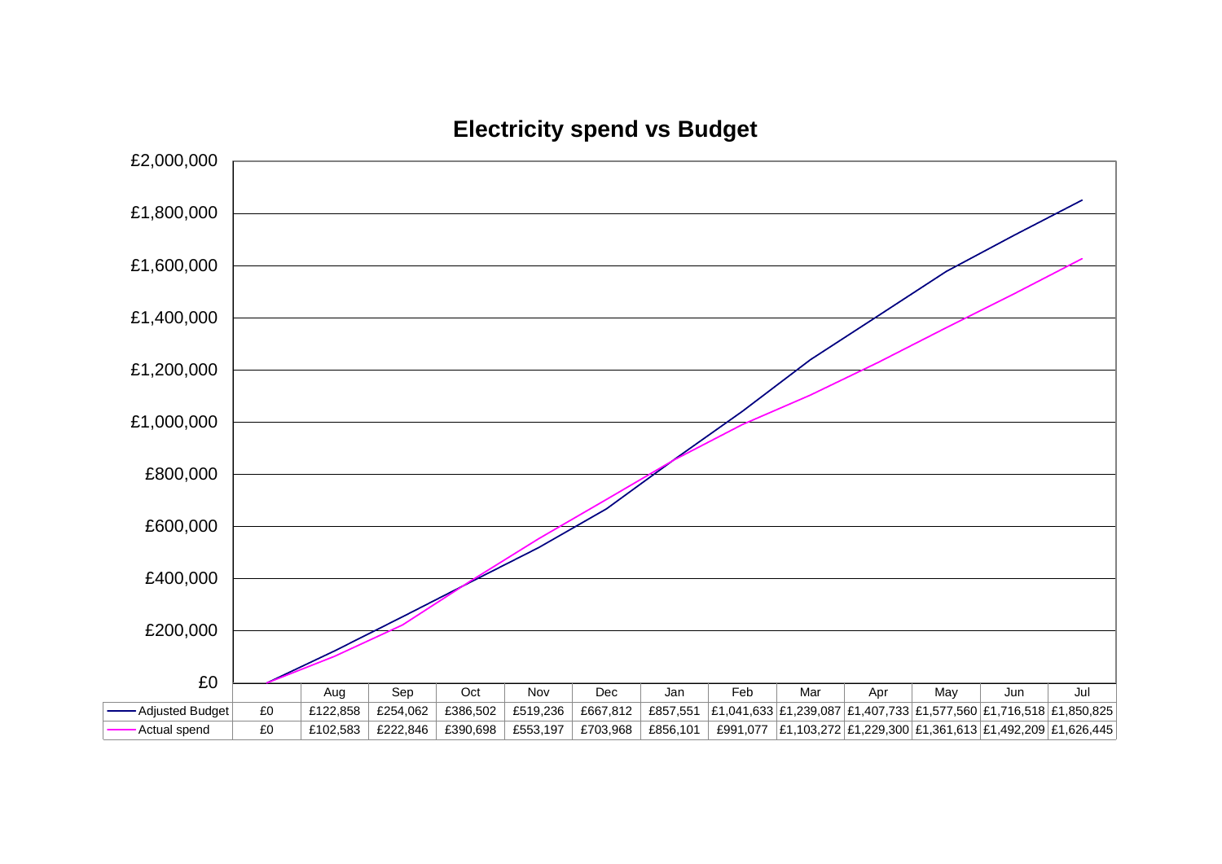## Electricity spend vs Budget

| | | Aug | Sep | Oct | Nov | Dec | Jan | Feb | Mar | Apr | May | Jun | Jul |
|---|---|---|---|---|---|---|---|---|---|---|---|---|---|
| Adjusted Budget | £0 | £122,858 | £254,062 | £386,502 | £519,236 | £667,812 | £857,551 | £1,041,633 | £1,239,087 | £1,407,733 | £1,577,560 | £1,716,518 | £1,850,825 |
| Actual spend | £0 | £102,583 | £222,846 | £390,698 | £553,197 | £703,968 | £856,101 | £991,077 | £1,103,272 | £1,229,300 | £1,361,613 | £1,492,209 | £1,626,445 |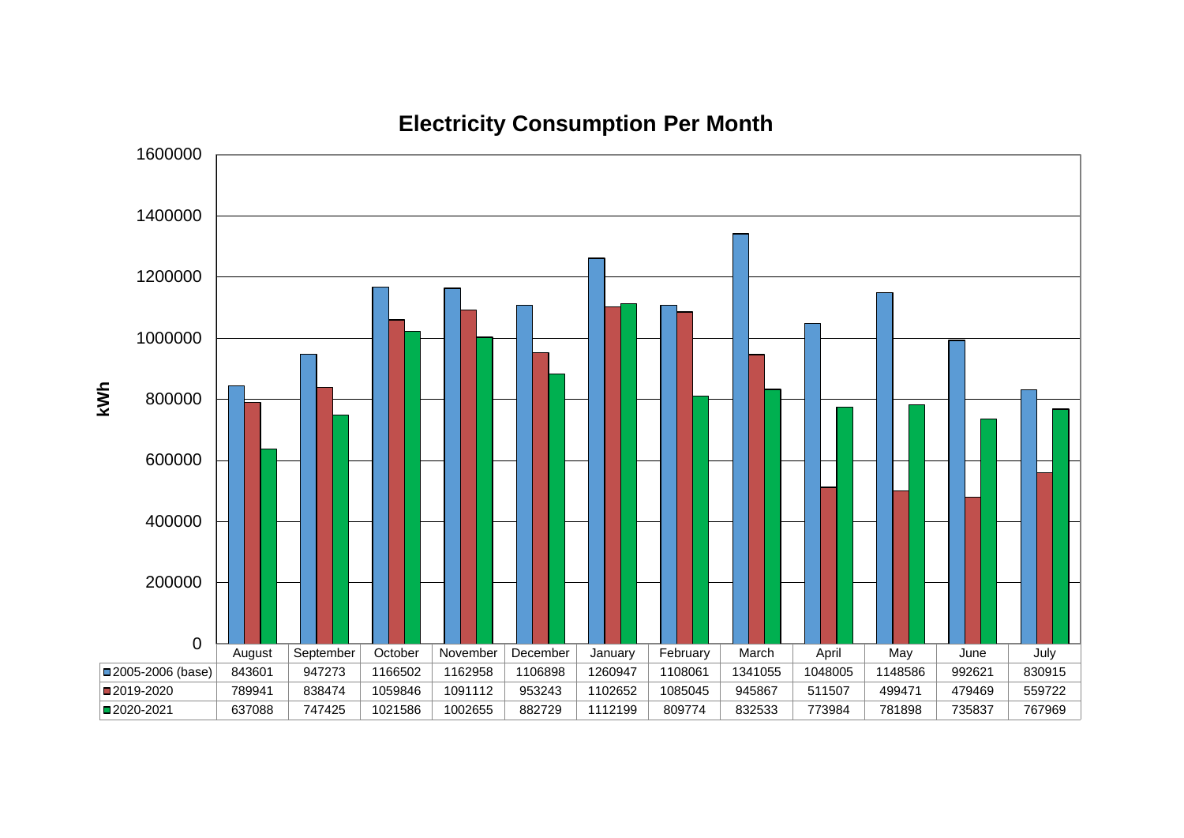# Electricity Consumption Per Month

kWh

| | August | September | October | November | December | January | February | March | April | May | June | July |
|---|---|---|---|---|---|---|---|---|---|---|---|---|
| 2005-2006 (base) | 843601 | 947273 | 1166502 | 1162958 | 1106898 | 1260947 | 1108061 | 1341055 | 1048005 | 1148586 | 992621 | 830915 |
| 2019-2020 | 789941 | 838474 | 1059846 | 1091112 | 953243 | 1102652 | 1085045 | 945867 | 511507 | 499471 | 479469 | 559722 |
| 2020-2021 | 637088 | 747425 | 1021586 | 1002655 | 882729 | 1112199 | 809774 | 832533 | 773984 | 781898 | 735837 | 767969 |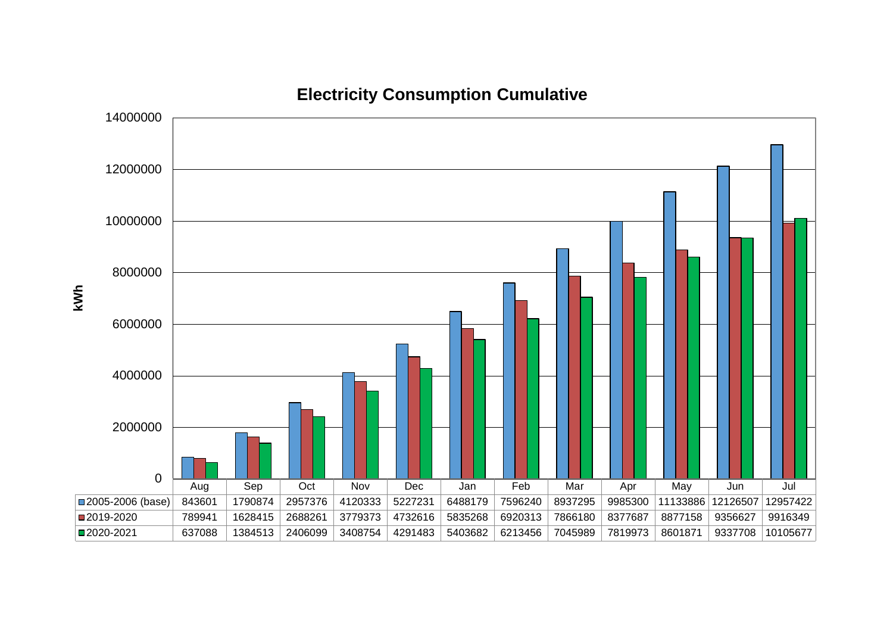## Electricity Consumption Cumulative

|  | Aug | Sep | Oct | Nov | Dec | Jan | Feb | Mar | Apr | May | Jun | Jul |
|---|---|---|---|---|---|---|---|---|---|---|---|---|
| 2005-2006 (base) | 843601 | 1790874 | 2957376 | 4120333 | 5227231 | 6488179 | 7596240 | 8937295 | 9985300 | 11133886 | 12126507 | 12957422 |
| 2019-2020 | 789941 | 1628415 | 2688261 | 3779373 | 4732616 | 5835268 | 6920313 | 7866180 | 8377687 | 8877158 | 9356627 | 9916349 |
| 2020-2021 | 637088 | 1384513 | 2406099 | 3408754 | 4291483 | 5403682 | 6213456 | 7045989 | 7819973 | 8601871 | 9337708 | 10105677 |

kWh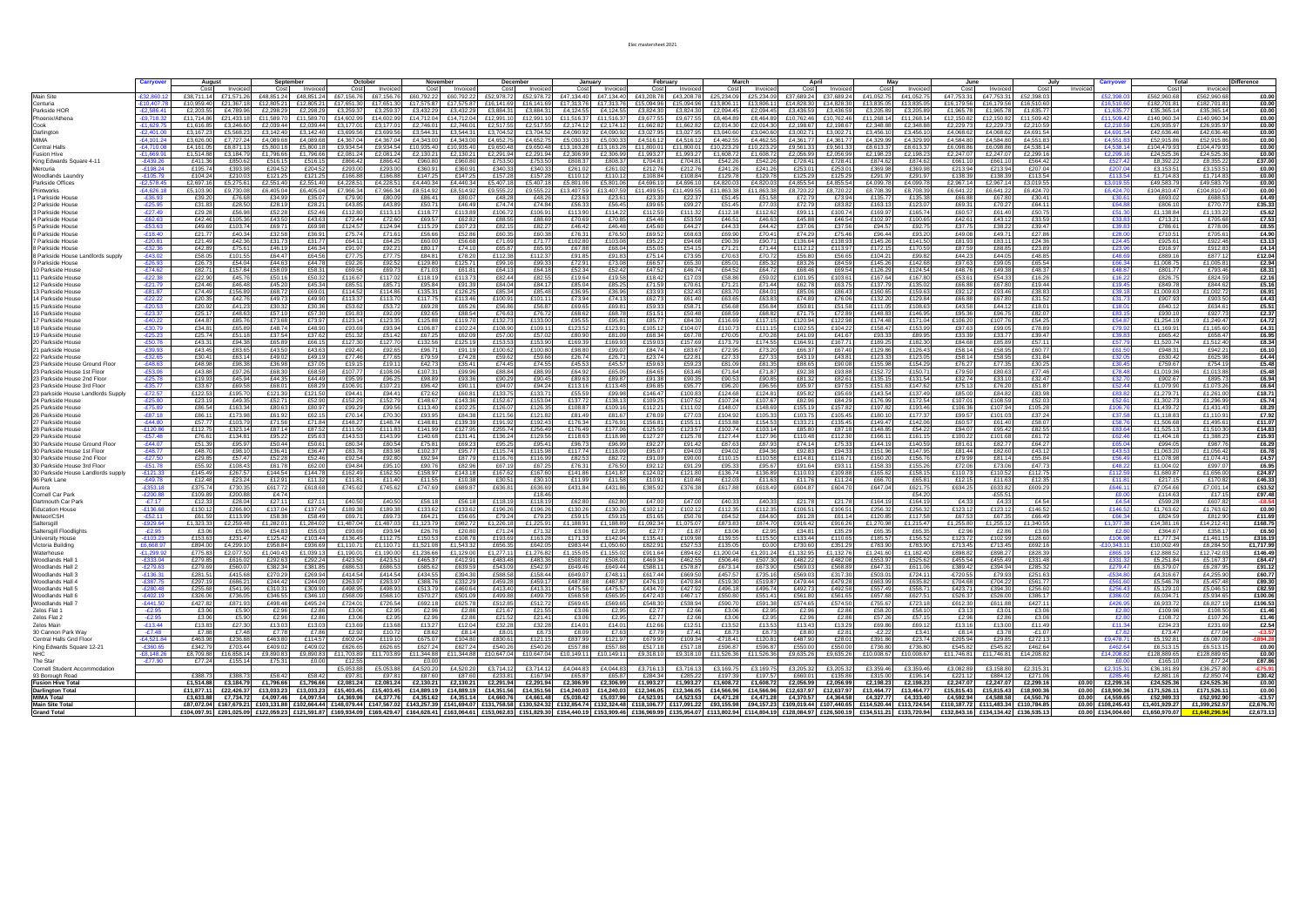# Elec mastersheet 2021

Many figures on this page were too small to read with certainty. Values in the Parkside House rows and the last few rows are especially uncertain, and some cells could not be read at all.

| | Carryover | August | | September | | October | | November | | December | | January | | February | | March | | April | | May | | June | | July | | Carryover | Total | | Difference |
|---|---|---|---|---|---|---|---|---|---|---|---|---|---|---|---|---|---|---|---|---|---|---|---|---|---|---|---|---|---|
| | | Cost | Invoiced | Cost | Invoiced | Cost | Invoiced | Cost | Invoiced | Cost | Invoiced | Cost | Invoiced | Cost | Invoiced | Cost | Invoiced | Cost | Invoiced | Cost | Invoiced | Cost | Invoiced | Cost | Invoiced | | Cost | Invoiced | |
| Main Site | -£32,860.12 | £38,711.14 | £71,571.26 | £48,851.24 | £48,851.24 | £67,156.76 | £67,156.76 | £60,792.22 | £60,792.22 | £52,978.72 | £52,978.72 | £47,134.40 | £47,134.40 | £43,208.78 | £43,208.78 | £25,234.09 | £25,234.09 | £37,689.24 | £37,689.24 | £41,052.75 | £41,052.75 | £47,753.31 | £47,753.31 | £52,398.03 | | -£52,398.03 | £562,960.68 | £562,960.68 | £0.00 |
| Centuria | -£10,407.78 | £10,959.40 | £21,367.18 | £12,805.21 | £12,805.21 | £17,651.30 | £17,651.30 | £17,575.87 | £17,575.87 | £16,141.69 | £16,141.69 | £17,313.76 | £17,313.76 | £15,094.96 | £15,094.96 | £13,806.11 | £13,806.11 | £14,828.30 | £14,828.30 | £13,835.05 | £13,835.05 | £16,179.56 | £16,179.56 | £16,510.60 | | -£16,510.60 | £182,701.81 | £182,701.81 | £0.00 |
| Parkside HOR | -£2,586.41 | £2,203.55 | £4,789.96 | £2,298.29 | £2,298.29 | £3,259.37 | £3,259.37 | £3,432.29 | £3,432.29 | £3,884.31 | £3,884.31 | £4,124.55 | £4,124.55 | £3,824.30 | £3,824.30 | £2,094.45 | £2,094.45 | £3,436.59 | £3,436.59 | £3,205.89 | £3,205.89 | £1,965.78 | £1,965.78 | £1,635.77 | | -£1,635.77 | £35,365.14 | £35,365.14 | £0.00 |
| Phoenix/Athena | -£9,718.32 | £11,714.86 | £21,433.18 | £11,589.70 | £11,589.70 | £14,602.99 | £14,602.99 | £14,712.04 | £14,712.04 | £12,991.10 | £12,991.10 | £11,516.37 | £11,516.37 | £9,677.55 | £9,677.55 | £8,464.89 | £8,464.89 | £10,762.46 | £10,762.46 | £11,268.14 | £11,268.14 | £12,150.82 | £12,150.82 | £11,509.42 | | -£11,509.42 | £140,960.34 | £140,960.34 | £0.00 |
| Cook | -£1,629.75 | £1,616.85 | £3,246.60 | £2,039.44 | £2,039.44 | £3,177.01 | £3,177.01 | £2,746.01 | £2,746.01 | £2,517.55 | £2,517.55 | £2,174.12 | £2,174.12 | £1,662.82 | £1,662.82 | £2,014.30 | £2,014.30 | £2,198.67 | £2,198.67 | £2,348.88 | £2,348.88 | £2,229.73 | £2,229.73 | £2,210.59 | | -£2,210.59 | £26,935.97 | £26,935.97 | £0.00 |
| Darlington | -£2,401.00 | £3,167.23 | £5,568.23 | £3,142.40 | £3,142.40 | £3,699.56 | £3,699.56 | £3,544.31 | £3,544.31 | £3,704.52 | £3,704.52 | £4,090.92 | £4,090.92 | £3,027.95 | £3,027.95 | £3,040.60 | £3,040.60 | £3,002.71 | £3,002.71 | £3,456.10 | £3,456.10 | £4,068.62 | £4,068.62 | £4,691.54 | | -£4,691.54 | £42,836.46 | £42,836.46 | £0.00 |
| MIMA | -£4,101.24 | £3,626.00 | £7,727.24 | £4,089.68 | £4,089.68 | £4,367.04 | £4,367.04 | £4,343.00 | £4,343.00 | £4,652.75 | £4,652.75 | £5,030.33 | £5,030.33 | £4,516.12 | £4,516.12 | £4,462.55 | £4,462.55 | £4,361.77 | £4,361.77 | £4,329.99 | £4,329.99 | £4,584.80 | £4,584.80 | £4,551.83 | | -£4,551.83 | £52,915.86 | £52,915.86 | £0.00 |
| Central Halls | -£4,710.08 | £4,161.05 | £8,871.13 | £5,800.18 | £5,800.18 | £9,934.54 | £9,934.54 | £10,935.40 | £10,935.40 | £9,650.48 | £9,650.48 | £13,163.28 | £13,163.28 | £11,800.01 | £11,800.01 | £10,223.29 | £10,223.29 | £9,561.33 | £9,561.33 | £8,613.37 | £8,613.37 | £6,098.86 | £6,098.86 | £4,538.14 | | -£4,538.14 | £104,479.93 | £104,479.93 | £0.00 |
| Fusion Hive | -£1,669.91 | £1,514.88 | £3,184.79 | £1,796.66 | £1,796.66 | £2,081.24 | £2,081.24 | £2,130.21 | £2,130.21 | £2,291.94 | £2,291.94 | £2,306.99 | £2,306.99 | £1,993.27 | £1,993.27 | £1,608.72 | £1,608.72 | £2,056.99 | £2,056.99 | £2,198.23 | £2,198.23 | £2,247.07 | £2,247.07 | £2,299.16 | | -£2,299.16 | £24,525.36 | £24,525.36 | £0.00 |
| King Edwards Square 4-11 | -£439.26 | £411.36 | £850.62 | £516.15 | £516.15 | £866.42 | £866.42 | £960.80 | £960.80 | £753.50 | £753.50 | £808.37 | £808.37 | £704.81 | £704.81 | £542.26 | £542.26 | £728.41 | £728.41 | £874.62 | £874.62 | £661.10 | £661.10 | £564.42 | | -£527.42 | £8,392.22 | £8,355.22 | £37.00 |
| Marcoia | -£198.74 | £195.74 | £394.48 | £204.52 | £204.52 | £293.00 | £293.00 | £360.91 | £360.91 | £340.33 | £340.33 | £261.02 | £261.02 | £212.76 | £212.76 | £241.26 | £241.26 | £253.01 | £253.01 | £369.98 | £369.98 | £213.94 | £213.94 | £207.04 | | -£207.04 | £3,153.51 | £3,153.51 | £0.00 |
| Woodlands Laundry | -£105.79 | £104.24 | £210.03 | £121.25 | £121.25 | £166.88 | £166.88 | £147.25 | £147.25 | £157.28 | £157.28 | £110.12 | £110.12 | £108.84 | £108.84 | £129.78 | £129.78 | £125.29 | £125.29 | £291.97 | £291.97 | £138.39 | £138.39 | £113.54 | | -£113.54 | £1,714.83 | £1,714.83 | £0.00 |
| Parkside Offices | -£2,578.45 | £2,697.16 | £5,275.61 | £2,551.40 | £2,551.40 | £4,228.53 | £4,228.53 | £4,440.34 | £4,440.34 | £5,407.18 | £5,407.18 | £5,801.06 | £5,801.06 | £4,606.10 | £4,606.10 | £4,820.03 | £4,820.03 | £4,855.54 | £4,855.54 | £4,099.78 | £4,099.78 | £2,967.14 | £2,967.14 | £3,019.55 | | -£3,019.55 | £49,593.79 | £49,593.79 | £0.00 |
| Printworks | -£4,626.38 | £5,103.90 | £9,730.08 | £6,405.04 | £6,405.04 | £7,966.34 | £7,966.34 | £8,514.92 | £8,514.92 | £9,555.22 | £9,555.22 | £13,407.59 | £13,407.59 | £11,499.55 | £11,499.55 | £11,863.38 | £11,863.38 | £8,720.22 | £8,720.22 | £8,708.39 | £8,708.39 | £6,641.22 | £6,641.22 | £6,424.70 | | -£6,424.70 | £104,810.47 | £104,810.47 | £0.00 |
| 1 Parkside House | -£36.93 | £39.20 | £76.68 | £34.99 | £35.07 | £79.90 | £80.09 | £86.41 | £80.07 | £48.28 | £48.26 | £23.63 | £23.61 | £23.30 | £22.37 | £51.45 | £51.58 | £72.79 | £73.94 | £135.77 | £135.38 | £66.88 | £67.80 | £30.41 | | -£30.61 | £693.02 | £688.53 | £4.49 |
| 2 Parkside House | -£25.95 | £31.60 | £28.50 | £28.14 | £28.21 | £43.85 | £43.89 | £50.71 | £46.49 | £74.84 | £74.84 | £56.93 | £56.45 | £99.65 | £99.27 | £51.49 | £77.03 | £72.79 | £83.82 | £163.13 | £123.97 | £69.31 | £70.27 | £64.11 | | -£64.88 | £806.10 | £770.77 | £35.33 |
| 3 Parkside House | -£27.49 | £29.28 | £56.98 | £52.28 | £52.46 | £112.80 | £113.13 | £118.77 | £113.89 | £106.72 | £106.91 | £113.90 | £114.22 | £112.50 | £111.32 | £112.38 | £112.62 | £99.11 | £100.74 | £169.97 | £165.74 | £60.57 | £61.40 | £50.75 | | -£51.30 | £1,138.84 | £1,133.22 | £5.62 |
| 4 Parkside House | -£62.93 | £42.46 | £105.36 | £43.50 | £43.63 | £72.44 | £72.60 | £69.57 | £62.82 | £88.55 | £88.69 | £70.69 | £70.85 | £54.46 | £53.59 | £46.53 | £46.53 | £45.88 | £46.54 | £102.57 | £100.83 | £42.61 | £43.12 | £33.59 | | -£33.63 | £713.21 | £705.68 | £7.53 |
| 5 Parkside House | -£53.63 | £49.69 | £103.74 | £69.71 | £69.98 | £124.57 | £124.94 | £115.29 | £107.23 | £82.15 | £82.27 | £46.42 | £46.48 | £45.60 | £44.27 | £44.33 | £44.42 | £37.06 | £37.56 | £94.57 | £92.75 | £37.75 | £38.22 | £39.47 | | -£39.83 | £786.61 | £778.06 | £8.55 |
| 6 Parkside House | -£18.40 | £21.77 | £40.34 | £32.58 | £36.91 | £75.74 | £71.61 | £56.66 | £52.86 | £60.35 | £60.35 | £76.31 | £76.50 | £69.52 | £68.63 | £69.90 | £70.41 | £74.29 | £75.46 | £96.44 | £93.20 | £49.08 | £49.71 | £27.86 | | -£28.00 | £710.51 | £705.61 | £4.90 |
| 7 Parkside House | -£20.81 | £21.49 | £42.36 | £31.73 | £31.77 | £64.11 | £64.25 | £60.00 | £56.68 | £71.69 | £71.77 | £102.80 | £103.08 | £95.22 | £94.68 | £90.39 | £90.71 | £136.64 | £138.93 | £145.26 | £141.50 | £81.93 | £83.11 | £24.36 | | -£24.45 | £925.61 | £922.48 | £3.13 |
| 8 Parkside House | -£32.36 | £42.89 | £75.63 | £46.19 | £46.34 | £91.97 | £92.21 | £80.17 | £74.10 | £65.87 | £65.93 | £67.88 | £68.04 | £55.05 | £54.15 | £71.21 | £71.44 | £112.12 | £113.97 | £172.15 | £170.59 | £87.59 | £88.85 | £23.89 | | -£23.96 | £916.97 | £912.83 | £4.14 |
| 8 Parkside House Landlords supply | -£43.02 | £58.05 | £101.55 | £64.47 | £64.56 | £77.75 | £77.75 | £84.91 | £78.20 | £112.38 | £112.37 | £91.85 | £91.83 | £75.14 | £73.95 | £70.63 | £70.72 | £56.80 | £56.65 | £104.21 | £99.82 | £44.23 | £44.05 | £48.85 | | -£48.69 | £889.16 | £877.12 | £12.04 |
| 9 Parkside House | -£26.93 | £26.73 | £54.04 | £44.63 | £44.78 | £92.26 | £92.52 | £129.80 | £125.71 | £99.16 | £99.33 | £72.91 | £73.08 | £66.57 | £65.30 | £85.01 | £85.32 | £83.26 | £84.59 | £145.26 | £142.68 | £97.63 | £99.05 | £65.54 | | -£66.34 | £1,008.75 | £1,005.81 | £2.94 |
| 10 Parkside House | -£74.82 | £82.71 | £157.84 | £58.09 | £58.31 | £69.56 | £69.73 | £71.03 | £61.81 | £64.13 | £64.18 | £52.34 | £52.42 | £47.52 | £46.74 | £64.52 | £64.72 | £68.46 | £69.54 | £126.29 | £124.54 | £48.76 | £49.38 | £48.37 | | -£48.87 | £801.77 | £793.46 | £8.31 |
| 11 Parkside House | -£22.38 | £22.30 | £45.76 | £50.16 | £50.32 | £116.67 | £117.02 | £118.19 | £113.73 | £82.44 | £82.55 | £19.64 | £19.58 | £18.42 | £17.03 | £58.86 | £59.02 | £101.95 | £103.61 | £167.64 | £167.80 | £53.61 | £54.33 | £16.26 | | -£16.22 | £826.75 | £824.59 | £2.16 |
| 12 Parkside House | -£21.79 | £24.46 | £46.48 | £45.20 | £45.34 | £85.51 | £85.71 | £95.84 | £91.39 | £84.04 | £84.17 | £85.04 | £85.25 | £71.59 | £70.61 | £71.21 | £71.44 | £82.78 | £83.75 | £137.79 | £135.02 | £66.88 | £67.80 | £19.44 | | -£19.45 | £849.78 | £844.62 | £5.16 |
| 13 Parkside House | -£81.87 | £74.40 | £156.89 | £68.72 | £69.01 | £114.52 | £114.86 | £135.31 | £128.25 | £85.34 | £85.48 | £36.95 | £36.96 | £33.93 | £32.43 | £83.70 | £84.01 | £85.06 | £86.43 | £160.65 | £159.83 | £92.37 | £93.46 | £38.83 | | -£39.18 | £1,009.63 | £1,002.72 | £6.91 |
| 14 Parkside House | -£22.22 | £20.35 | £42.78 | £49.73 | £49.90 | £113.37 | £113.70 | £117.75 | £113.46 | £100.91 | £101.11 | £73.94 | £74.13 | £62.73 | £61.40 | £63.65 | £63.83 | £74.89 | £76.06 | £132.20 | £129.84 | £66.88 | £67.80 | £31.52 | | -£31.73 | £907.93 | £903.50 | £4.43 |
| 15 Parkside House | -£20.53 | £20.92 | £41.23 | £30.32 | £30.36 | £53.62 | £53.72 | £69.28 | £65.26 | £56.86 | £56.87 | £69.65 | £69.81 | £59.33 | £58.71 | £56.68 | £56.84 | £50.81 | £51.58 | £111.05 | £108.63 | £43.58 | £44.12 | £18.01 | | -£18.01 | £640.12 | £634.61 | £5.51 |
| 16 Parkside House | -£23.37 | £25.17 | £48.63 | £57.10 | £57.30 | £91.83 | £92.09 | £92.65 | £88.54 | £76.63 | £76.72 | £68.62 | £68.78 | £51.51 | £50.48 | £68.59 | £68.82 | £71.75 | £72.89 | £148.83 | £146.95 | £95.36 | £96.75 | £82.07 | | -£83.15 | £930.10 | £927.73 | £2.37 |
| 17 Parkside House | -£40.22 | £44.87 | £85.76 | £73.68 | £73.97 | £123.14 | £123.35 | £125.88 | £119.70 | £132.73 | £133.00 | £95.55 | £95.81 | £85.77 | £84.30 | £116.69 | £117.15 | £120.94 | £122.98 | £174.48 | £171.04 | £106.20 | £107.76 | £54.25 | | -£54.87 | £1,254.19 | £1,249.47 | £4.72 |
| 18 Parkside House | -£30.79 | £34.81 | £65.89 | £48.74 | £48.90 | £93.60 | £93.84 | £106.87 | £102.24 | £108.90 | £109.11 | £123.52 | £123.91 | £105.12 | £104.07 | £110.73 | £111.15 | £102.51 | £104.22 | £158.47 | £153.69 | £97.63 | £99.05 | £78.89 | | -£79.02 | £1,169.91 | £1,165.60 | £4.31 |
| 19 Parkside House | -£25.23 | £25.74 | £51.18 | £37.54 | £37.62 | £51.32 | £51.42 | £67.25 | £62.09 | £57.00 | £57.02 | £80.90 | £81.09 | £68.34 | £67.78 | £70.05 | £70.28 | £41.09 | £41.67 | £93.33 | £89.95 | £33.39 | £33.77 | £39.47 | | -£39.83 | £665.42 | £658.47 | £6.95 |
| 20 Parkside House | -£50.78 | £43.31 | £94.38 | £65.89 | £66.15 | £127.30 | £127.70 | £132.56 | £125.19 | £153.53 | £153.90 | £169.39 | £169.93 | £159.03 | £157.69 | £173.79 | £174.55 | £164.91 | £167.71 | £189.25 | £182.30 | £84.68 | £85.89 | £57.11 | | -£57.79 | £1,520.74 | £1,512.40 | £8.34 |
| 21 Parkside House | -£39.93 | £43.45 | £83.65 | £43.50 | £43.63 | £92.40 | £92.65 | £96.71 | £91.19 | £100.62 | £100.80 | £98.80 | £99.07 | £84.74 | £83.67 | £73.20 | £73.00 | £66.37 | £67.40 | £129.86 | £126.43 | £58.14 | £58.95 | £60.77 | | -£61.50 | £948.31 | £942.21 | £6.10 |
| 22 Parkside House | -£32.65 | £30.41 | £63.14 | £49.02 | £49.19 | £77.46 | £77.65 | £79.59 | £74.28 | £59.62 | £59.66 | £26.74 | £26.71 | £23.74 | £22.81 | £27.33 | £27.33 | £43.19 | £43.81 | £123.33 | £123.05 | £58.14 | £58.95 | £31.84 | | -£32.05 | £630.42 | £625.98 | £4.44 |
| 23 Parkside House Ground Floor | -£48.63 | £48.98 | £95.38 | £36.98 | £37.05 | £19.15 | £19.11 | £42.73 | £35.41 | £74.45 | £74.55 | £45.53 | £45.57 | £59.63 | £59.23 | £81.09 | £81.35 | £88.81 | £90.08 | £155.98 | £154.29 | £76.27 | £77.35 | £30.25 | | -£30.40 | £759.67 | £754.23 | £5.44 |
| 23 Parkside House 1st Floor | -£53.06 | £43.88 | £97.26 | £68.30 | £68.58 | £107.77 | £108.06 | £107.31 | £99.96 | £88.84 | £88.99 | £64.92 | £65.06 | £64.65 | £63.46 | £71.64 | £71.87 | £92.38 | £93.88 | £152.72 | £150.71 | £79.50 | £80.63 | £77.46 | | -£78.48 | £1,019.36 | £1,013.88 | £5.48 |
| 23 Parkside House 2nd Floor | -£25.78 | £19.93 | £45.94 | £44.35 | £44.49 | £95.99 | £96.25 | £98.89 | £93.36 | £90.29 | £90.45 | £89.63 | £89.87 | £91.38 | £90.35 | £90.53 | £90.85 | £81.32 | £82.61 | £135.15 | £131.54 | £32.74 | £33.10 | £32.47 | | -£32.70 | £902.67 | £895.73 | £6.94 |
| 23 Parkside House 3rd Floor | -£35.57 | £33.67 | £69.58 | £68.01 | £68.29 | £106.91 | £107.21 | £96.42 | £90.11 | £94.07 | £94.24 | £113.18 | £113.48 | £96.85 | £95.77 | £96.20 | £96.56 | £95.97 | £97.53 | £151.63 | £147.62 | £75.13 | £76.20 | £51.87 | | -£52.44 | £1,079.90 | £1,073.26 | £6.64 |
| 23 parkside house Landlords Supply | -£72.57 | £122.53 | £195.70 | £121.30 | £121.50 | £94.41 | £94.41 | £72.62 | £60.81 | £133.75 | £133.71 | £55.59 | £99.98 | £146.47 | £100.83 | £124.68 | £124.81 | £95.82 | £95.69 | £143.54 | £137.40 | £85.00 | £84.82 | £83.98 | | -£83.82 | £1,279.71 | £1,261.00 | £18.71 |
| 24 Parkside House | -£25.80 | £23.19 | £49.35 | £52.71 | £52.90 | £152.29 | £152.70 | £148.87 | £143.36 | £152.67 | £153.04 | £137.72 | £138.13 | £109.25 | £107.52 | £107.24 | £107.87 | £82.90 | £84.29 | £176.99 | £172.54 | £107.01 | £108.59 | £52.03 | | -£52.61 | £1,302.73 | £1,296.99 | £5.74 |
| 25 Parkside House | -£75.89 | £86.54 | £163.34 | £80.63 | £80.97 | £99.29 | £99.56 | £113.40 | £102.25 | £126.07 | £126.35 | £108.87 | £109.16 | £112.21 | £111.02 | £148.07 | £148.69 | £155.19 | £157.82 | £197.82 | £193.46 | £106.36 | £107.94 | £105.28 | | -£106.76 | £1,439.72 | £1,431.43 | £8.29 |
| 26 Parkside House | -£87.18 | £86.11 | £173.98 | £61.92 | £62.15 | £70.14 | £70.30 | £93.95 | £84.38 | £121.56 | £121.82 | £81.49 | £81.67 | £78.09 | £77.03 | £104.92 | £105.33 | £103.75 | £105.45 | £180.10 | £177.37 | £99.57 | £101.03 | £37.24 | | -£37.58 | £1,118.83 | £1,110.91 | £7.92 |
| 27 Parkside House | -£44.80 | £57.77 | £103.79 | £71.56 | £71.84 | £148.27 | £148.81 | £139.39 | £130.92 | £150.43 | £150.74 | £176.34 | £176.91 | £156.81 | £155.11 | £153.88 | £154.53 | £133.21 | £135.43 | £149.47 | £142.06 | £60.57 | £61.40 | £58.39 | | -£58.76 | £1,506.68 | £1,495.61 | £11.07 |
| 28 Parkside House | -£120.86 | £112.75 | £233.18 | £87.14 | £87.52 | £111.50 | £111.83 | £141.99 | £127.95 | £255.74 | £256.49 | £176.49 | £177.06 | £125.50 | £123.57 | £102.74 | £103.14 | £85.80 | £87.18 | £148.85 | £54.22 | £94.07 | £95.42 | £82.55 | | -£83.64 | £1,525.13 | £1,510.30 | £14.83 |
| 29 Parkside House | -£57.48 | £76.61 | £134.81 | £95.22 | £95.63 | £143.53 | £143.99 | £140.68 | £131.41 | £136.24 | £129.56 | £118.83 | £118.98 | £127.27 | £125.78 | £127.44 | £127.96 | £110.48 | £112.30 | £166.11 | £161.15 | £100.22 | £101.68 | £61.72 | | -£62.46 | £1,404.16 | £1,388.23 | £15.93 |
| 30 Parkside House Ground Floor | -£44.07 | £51.30 | £95.97 | £50.44 | £50.61 | £80.34 | £80.54 | £75.81 | £69.23 | £95.25 | £95.41 | £96.73 | £96.99 | £92.27 | £91.42 | £87.83 | £87.93 | £74.14 | £75.33 | £144.19 | £140.59 | £81.81 | £82.77 | £64.27 | | -£65.04 | £994.05 | £987.76 | £6.29 |
| 30 Parkside House 1st Floor | -£48.77 | £48.70 | £98.10 | £36.41 | £36.47 | £83.76 | £83.99 | £102.37 | £95.77 | £115.74 | £115.99 | £117.74 | £118.09 | £95.07 | £94.02 | £94.36 | £94.73 | £92.83 | £94.39 | £151.96 | £147.95 | £81.44 | £82.60 | £43.13 | | -£43.53 | £1,063.20 | £1,056.42 | £6.78 |
| 30 Parkside House 2nd Floor | -£27.50 | £29.85 | £57.47 | £52.28 | £52.46 | £92.54 | £92.80 | £92.94 | £87.79 | £116.76 | £116.99 | £82.53 | £82.73 | £91.09 | £90.00 | £110.15 | £110.58 | £114.81 | £116.71 | £160.20 | £156.76 | £79.99 | £81.14 | £55.84 | | -£56.49 | £1,078.98 | £1,074.41 | £4.57 |
| 30 Parkside House 3rd Floor | -£51.78 | £55.92 | £108.43 | £61.78 | £62.00 | £94.84 | £95.10 | £90.76 | £82.96 | £67.19 | £67.25 | £76.31 | £76.50 | £92.12 | £91.29 | £95.33 | £95.67 | £91.64 | £93.11 | £158.33 | £155.26 | £72.06 | £73.06 | £47.73 | | -£48.22 | £1,004.02 | £997.07 | £6.95 |
| 30 Parkside House Landlords supply | -£121.33 | £145.49 | £267.57 | £144.54 | £144.78 | £162.49 | £162.50 | £158.97 | £143.18 | £167.62 | £167.60 | £141.86 | £141.87 | £124.92 | £121.80 | £136.74 | £136.89 | £110.03 | £109.88 | £165.62 | £165.15 | £110.73 | £110.52 | £112.75 | | -£112.59 | £1,680.87 | £1,656.00 | £24.87 |
| 96 Park Lane | -£49.78 | £12.48 | £23.24 | £12.91 | £11.32 | £11.81 | £11.40 | £11.55 | £10.38 | £30.51 | £30.10 | £11.99 | £11.58 | £10.91 | £10.48 | £12.03 | £11.63 | £11.76 | £11.24 | £66.70 | £65.81 | £12.15 | £11.63 | £12.35 | | -£11.81 | £217.15 | £170.82 | £46.33 |
| Aurora | -£353.18 | £375.74 | £730.35 | £617.72 | £618.68 | £745.62 | £745.62 | £747.69 | £689.87 | £636.81 | £636.69 | £431.84 | £431.86 | £385.92 | £376.38 | £617.88 | £618.49 | £604.87 | £604.70 | £647.04 | £621.75 | £634.25 | £633.82 | £609.29 | | -£646.11 | £7,054.66 | £7,001.14 | £53.52 |
| Cornell Car Park | -£200.88 | £109.80 | £200.88 | £4.74 | | | | | | £18.46 | | | | | | | | | | | £54.20 | | -£55.51 | | | | £114.63 | £17.15 | £97.48 |
| Dartmouth Car Park | -£7.17 | £12.33 | £28.04 | £27.11 | £27.11 | £40.50 | £40.50 | £56.18 | £56.18 | £118.19 | £118.19 | £62.80 | £62.80 | £47.00 | £47.00 | £40.33 | £40.33 | £21.78 | £21.78 | £164.19 | £164.19 | £4.33 | £4.33 | £4.54 | | -£4.54 | £599.28 | £607.82 | -£8.54 |
| Education House | -£136.68 | £130.12 | £266.80 | £137.04 | £137.04 | £189.38 | £189.38 | £133.62 | £133.62 | £106.26 | £106.26 | £130.26 | £130.26 | £102.12 | £102.12 | £112.35 | £112.35 | £106.51 | £106.51 | £256.32 | £256.32 | £123.12 | £123.12 | £146.52 | | -£146.52 | £1,763.62 | £1,763.62 | £0.00 |
| Meteor/CSH | -£352.11 | £361.59 | £113.99 | £58.38 | £58.49 | £69.71 | £69.73 | £84.21 | £58.65 | £79.24 | £79.23 | £59.15 | £59.19 | £51.65 | £50.76 | £64.52 | £64.60 | £61.28 | £61.14 | £120.85 | £117.58 | £87.53 | £87.35 | £66.49 | | -£66.34 | £824.59 | £812.90 | £11.69 |
| Saltersgill | -£929.64 | £1,323.33 | £2,259.48 | £1,282.01 | £1,284.02 | £1,487.04 | £1,487.03 | £1,229.79 | £982.72 | £1,226.18 | £1,225.91 | £1,188.91 | £1,188.89 | £1,092.34 | £1,075.07 | £873.83 | £874.70 | £916.42 | £918.26 | £1,270.98 | £1,215.47 | £1,255.80 | £1,255.12 | £1,340.55 | | -£1,377.38 | £14,381.16 | £14,212.41 | £168.75 |
| Saltersgill Floodlights | -£2.95 | £3.06 | £5.96 | £54.83 | £55.03 | £93.69 | £93.94 | £26.76 | £20.80 | £71.24 | £71.32 | £3.06 | £2.95 | £2.77 | £1.87 | £3.06 | £2.95 | £34.81 | £35.29 | £65.35 | £65.35 | £2.96 | £2.86 | £3.06 | | -£2.80 | £364.67 | £358.17 | £6.50 |
| University House | -£103.23 | £153.63 | £231.47 | £125.42 | £103.44 | £136.45 | £112.75 | £150.53 | £108.78 | £193.69 | £163.28 | £171.33 | £142.04 | £135.41 | £109.98 | £139.55 | £115.50 | £133.44 | £110.65 | £185.57 | £156.52 | £123.72 | £102.99 | £128.60 | | -£106.98 | £1,777.34 | £1,461.15 | £316.19 |
| Victoria Building | £8,668.97 | £804.60 | £4,299.10 | £958.84 | £709.69 | £1,110.71 | £1,161.74 | £1,521.08 | £1,543.32 | £656.35 | £642.05 | £383.44 | £1,306.90 | £823.91 | £527.53 | £135.05 | £0.00 | £730.60 | £351.29 | £783.36 | £783.60 | £713.45 | £713.45 | £692.16 | | -£10,349.31 | £10,002.49 | £8,284.50 | £1,717.99 |
| Waterhouse | -£1,299.92 | £775.83 | £2,077.50 | £1,040.43 | £1,039.13 | £1,190.01 | £1,190.00 | £1,236.66 | £1,129.00 | £1,277.11 | £1,276.82 | £1,155.05 | £1,155.00 | £911.64 | £894.62 | £1,200.04 | £1,201.24 | £1,132.95 | £1,132.76 | £1,241.60 | £1,182.40 | £898.82 | £898.27 | £828.39 | | -£865.19 | £12,888.52 | £12,742.03 | £146.49 |
| Woodlands Hall 1 | -£133.04 | £279.85 | £616.02 | £292.63 | £292.24 | £423.50 | £423.51 | £465.37 | £412.91 | £483.48 | £483.36 | £508.02 | £508.01 | £449.34 | £462.55 | £506.46 | £507.30 | £482.22 | £482.08 | £553.97 | £552.92 | £455.54 | £455.49 | £331.48 | | -£331.32 | £5,251.84 | £5,167.37 | £84.47 |
| Woodlands Hall 2 | -£279.63 | £279.69 | £560.07 | £382.34 | £381.85 | £686.53 | £686.53 | £685.62 | £639.59 | £543.09 | £542.97 | £649.46 | £649.44 | £588.11 | £578.87 | £673.14 | £673.90 | £569.03 | £568.89 | £647.31 | £611.06 | £389.42 | £394.94 | £285.32 | | -£279.47 | £6,379.07 | £6,287.95 | £91.12 |
| Woodlands Hall 3 | -£136.31 | £281.51 | £415.68 | £270.29 | £269.94 | £414.54 | £414.54 | £434.55 | £394.30 | £588.58 | £158.44 | £649.07 | £748.11 | £617.44 | £669.50 | £457.57 | £735.16 | £569.03 | £317.30 | £503.01 | £724.11 | £720.55 | £79.93 | £251.63 | | -£534.80 | £4,316.67 | £4,255.90 | £60.77 |
| Woodlands Hall 4 | -£387.75 | £207.19 | £686.21 | £244.42 | £244.09 | £263.97 | £263.97 | £388.76 | £332.29 | £459.28 | £459.17 | £487.88 | £487.87 | £476.10 | £470.84 | £519.30 | £519.87 | £479.44 | £479.28 | £663.99 | £635.82 | £704.68 | £704.22 | £561.77 | | -£561.80 | £5,546.78 | £5,457.48 | £89.30 |
| Woodlands Hall 5 | -£280.48 | £255.68 | £541.96 | £310.31 | £309.90 | £498.95 | £498.93 | £513.79 | £460.64 | £413.40 | £413.31 | £475.56 | £475.57 | £434.70 | £427.92 | £496.18 | £496.74 | £492.73 | £492.58 | £557.46 | £558.71 | £423.71 | £394.30 | £256.60 | | -£256.43 | £5,129.10 | £5,046.51 | £82.59 |
| Woodlands Hall 6 | -£402.19 | £326.06 | £736.05 | £346.55 | £346.10 | £568.09 | £568.10 | £570.27 | £501.09 | £499.88 | £499.76 | £585.56 | £585.95 | £472.43 | £467.17 | £550.80 | £551.41 | £561.80 | £561.65 | £657.08 | £627.51 | £526.37 | £526.00 | £386.17 | | -£386.02 | £6,034.71 | £5,934.65 | £100.06 |
| Woodlands Hall 7 | -£441.50 | £427.82 | £871.93 | £498.48 | £495.24 | £724.01 | £726.54 | £692.18 | £625.78 | £512.85 | £512.72 | £569.65 | £569.65 | £548.30 | £538.94 | £590.70 | £591.38 | £574.65 | £574.50 | £755.67 | £723.18 | £612.30 | £611.88 | £427.11 | | -£426.95 | £6,933.72 | £6,827.19 | £106.53 |
| Zelos Flat 1 | -£2.95 | £3.06 | £5.90 | £2.96 | £2.86 | £3.06 | £2.95 | £2.96 | £2.86 | £21.67 | £21.55 | £3.06 | £2.95 | £2.77 | £2.66 | £3.06 | £2.95 | £2.96 | £2.86 | £58.20 | £58.10 | £3.13 | £3.01 | £3.06 | | -£2.80 | £109.96 | £108.50 | £1.46 |
| Zelos Flat 2 | -£2.95 | £3.06 | £5.90 | £2.96 | £2.86 | £3.06 | £2.95 | £2.96 | £2.86 | £21.52 | £21.41 | £3.06 | £2.95 | £2.77 | £2.66 | £3.06 | £2.95 | £2.96 | £2.86 | £57.26 | £57.15 | £2.96 | £2.86 | £3.06 | | -£2.80 | £108.72 | £107.26 | £1.46 |
| Zelos Main | -£13.44 | £13.83 | £27.30 | £13.03 | £13.03 | £13.69 | £13.68 | £13.27 | £12.04 | £32.28 | £32.28 | £14.01 | £14.01 | £12.66 | £12.51 | £13.52 | £13.53 | £13.43 | £13.29 | £69.86 | £69.12 | £13.16 | £13.00 | £11.49 | | -£11.34 | £234.23 | £231.69 | £2.54 |
| 30 Cannon Park Way | -£7.48 | £7.88 | £7.48 | £7.78 | £7.86 | £2.92 | £10.72 | £8.62 | £8.14 | £8.01 | £7.91 | £8.73 | £8.73 | £8.80 | £2.81 | -£2.22 | £3.41 | £8.14 | £3.78 | -£1.07 | | | | | | -£7.82 | £73.47 | £77.04 | -£3.57 |
| Central Halls Grid Feeder | -£4,521.84 | £463.98 | £236.88 | £463.80 | £114.57 | £602.04 | £119.10 | £570.07 | £104.80 | £830.81 | £121.15 | £837.99 | £121.97 | £679.90 | £109.34 | -£718.41 | £120.81 | £487.90 | £269.01 | £391.86 | £23.74 | £205.94 | £29.85 | £272.13 | | -£9,478.71 | £5,192.81 | £6,087.09 | -£894.28 |
| King Edwards Square 12-21 | -£360.65 | £342.79 | £703.44 | £409.02 | £409.02 | £626.65 | £626.65 | £627.24 | £627.24 | £540.26 | £540.26 | £557.88 | £557.88 | £517.18 | £517.18 | £596.87 | £596.87 | £550.00 | £550.00 | £736.80 | £736.80 | £545.82 | £545.82 | £462.64 | | -£462.64 | £6,513.15 | £6,513.15 | £0.00 |
| NHC | -£8,148.26 | £8,709.88 | £16,858.14 | £9,890.83 | £9,890.83 | £11,703.89 | £11,703.89 | £11,344.88 | £11,344.88 | £10,647.04 | £10,647.04 | £10,149.11 | £10,149.11 | £9,318.10 | £9,318.10 | £11,526.36 | £11,526.36 | £9,635.26 | £9,635.26 | £10,008.67 | £10,008.67 | £11,748.81 | £11,748.81 | £14,288.82 | | -£14,288.82 | £128,889.65 | £128,889.65 | £0.00 |
| The Star | -£77.90 | £77.24 | £155.14 | £75.51 | £0.00 | | | | | | | | | | | | | | | | | | | | | | £176.24 | £87.86 | £87.86 |
| Cornell Student Accommodation | | | | | | £5,053.88 | £5,053.88 | £4,520.20 | £4,520.20 | £3,714.12 | £3,714.12 | £4,044.83 | £4,044.83 | £3,716.13 | £3,716.13 | £3,169.75 | £3,169.75 | £3,205.32 | £3,205.32 | £3,359.46 | £3,359.46 | £3,082.89 | £3,082.89 | £3,158.20 | | £2,315.31 | £36,181.89 | £36,257.80 | -£75.91 |
| 93 Borough Road | | £388.73 | £388.73 | £58.42 | £58.42 | £97.81 | £97.81 | £87.60 | £87.60 | £233.81 | £167.94 | £65.87 | £65.87 | £284.34 | £285.22 | £197.39 | £197.57 | £660.01 | £135.86 | £315.00 | £196.14 | £221.12 | £884.12 | £271.06 | | -£286.46 | £2,881.16 | £2,850.74 | £30.42 |
| **Fusion Hive Total** | | **£1,514.88** | **£3,184.79** | **£1,796.66** | **£1,796.66** | **£2,081.24** | **£2,081.24** | **£2,130.21** | **£2,130.21** | **£2,291.94** | **£2,291.94** | **£2,306.99** | **£2,306.99** | **£1,993.27** | **£1,993.27** | **£1,608.72** | **£1,608.72** | **£2,056.99** | **£2,056.99** | **£2,198.23** | **£2,198.23** | **£2,247.07** | **£2,247.07** | **£2,299.16** | **£0.00** | **-£2,299.16** | **£24,525.36** | **£24,525.36** | **£0.00** |
| **Darlington Total** | | **£11,877.11** | **£22,426.37** | **£13,033.23** | **£13,033.23** | **£15,403.45** | **£15,403.45** | **£14,889.19** | **£14,889.19** | **£14,351.56** | **£14,351.56** | **£14,240.03** | **£14,240.03** | **£12,346.05** | **£12,346.05** | **£14,566.96** | **£14,566.96** | **£12,637.97** | **£12,637.97** | **£13,464.77** | **£13,464.77** | **£15,815.43** | **£15,815.43** | **£18,900.36** | **£0.00** | **-£18,900.36** | **£171,526.11** | **£171,526.11** | **£0.00** |
| **MIMA Total** | | **£3,633.88** | **£7,734.72** | **£4,097.46** | **£4,097.46** | **£4,369.96** | **£4,377.76** | **£4,351.62** | **£4,351.14** | **£4,660.76** | **£4,661.48** | **£5,038.42** | **£5,037.96** | **£4,523.91** | **£4,523.53** | **£4,471.28** | **£4,471.28** | **£4,370.57** | **£4,364.58** | **£4,327.77** | **£4,333.40** | **£4,592.94** | **£4,588.58** | **£4,550.76** | **£0.00** | **-£4,559.65** | **£52,980.33** | **£52,992.90** | **-£3.57** |
| **Main Site Total** | | **£87,072.04** | **£167,679.21** | **£103,131.88** | **£102,664.44** | **£148,079.44** | **£147,567.02** | **£143,257.39** | **£141,694.07** | **£131,758.58** | **£130,524.32** | **£132,854.74** | **£132,324.48** | **£118,106.77** | **£117,091.22** | **£93,155.98** | **£94,157.23** | **£109,019.44** | **£107,440.65** | **£114,520.44** | **£113,724.54** | **£110,187.72** | **£111,483.44** | **£110,784.85** | **£0.00** | **-£108,245.43** | **£1,401,929.27** | **£1,399,252.57** | **£2,676.70** |
| **Grand Total** | | **£104,097.91** | **£201,025.09** | **£122,059.23** | **£121,591.87** | **£169,934.09** | **£169,429.47** | **£164,628.61** | **£163,064.61** | **£153,062.83** | **£151,829.30** | **£154,440.19** | **£153,909.46** | **£136,969.99** | **£135,954.07** | **£113,802.94** | **£114,804.19** | **£128,084.97** | **£126,500.19** | **£134,511.21** | **£133,720.94** | **£132,843.16** | **£134,134.42** | **£136,535.13** | **£0.00** | **-£134,004.60** | **£1,650,970.07** | **£1,648,296.94** | **£2,673.13** |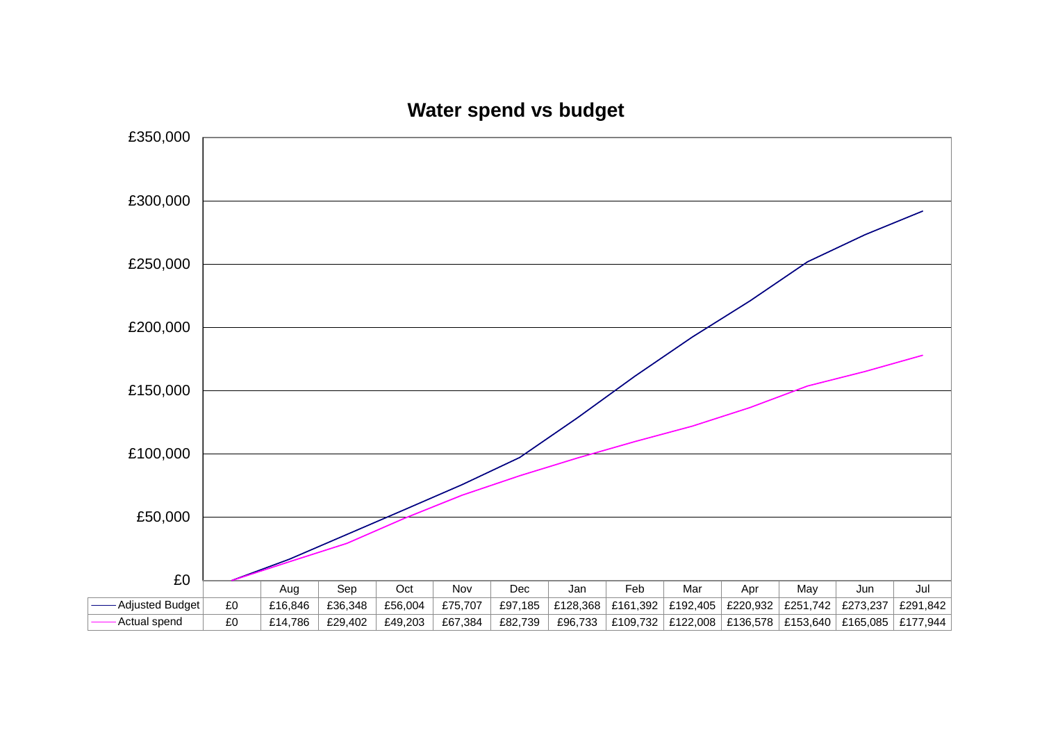## Water spend vs budget

|  |  | Aug | Sep | Oct | Nov | Dec | Jan | Feb | Mar | Apr | May | Jun | Jul |
|---|---|---|---|---|---|---|---|---|---|---|---|---|---|
| Adjusted Budget | £0 | £16,846 | £36,348 | £56,004 | £75,707 | £97,185 | £128,368 | £161,392 | £192,405 | £220,932 | £251,742 | £273,237 | £291,842 |
| Actual spend | £0 | £14,786 | £29,402 | £49,203 | £67,384 | £82,739 | £96,733 | £109,732 | £122,008 | £136,578 | £153,640 | £165,085 | £177,944 |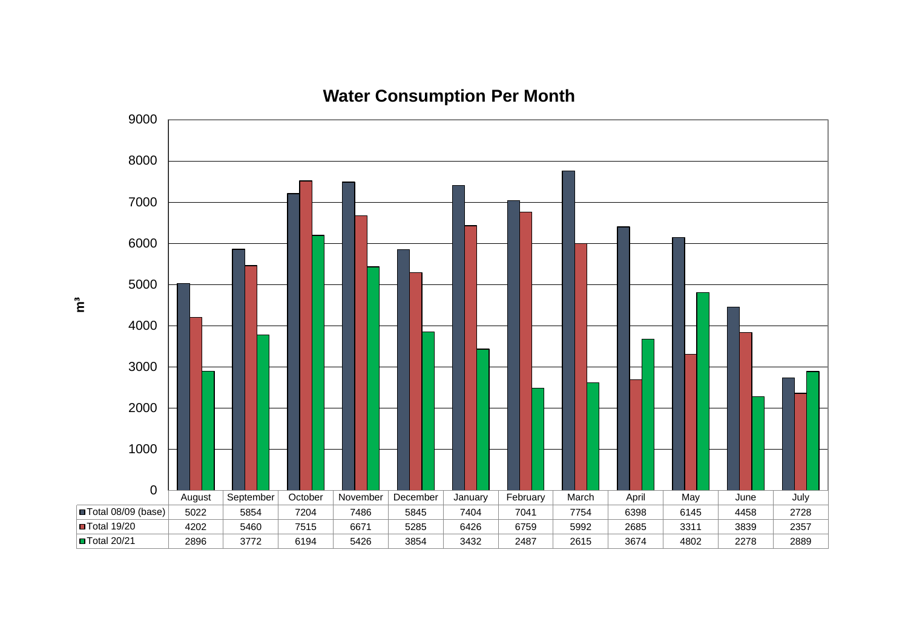## Water Consumption Per Month

m³

| | August | September | October | November | December | January | February | March | April | May | June | July |
|---|---|---|---|---|---|---|---|---|---|---|---|---|
| Total 08/09 (base) | 5022 | 5854 | 7204 | 7486 | 5845 | 7404 | 7041 | 7754 | 6398 | 6145 | 4458 | 2728 |
| Total 19/20 | 4202 | 5460 | 7515 | 6671 | 5285 | 6426 | 6759 | 5992 | 2685 | 3311 | 3839 | 2357 |
| Total 20/21 | 2896 | 3772 | 6194 | 5426 | 3854 | 3432 | 2487 | 2615 | 3674 | 4802 | 2278 | 2889 |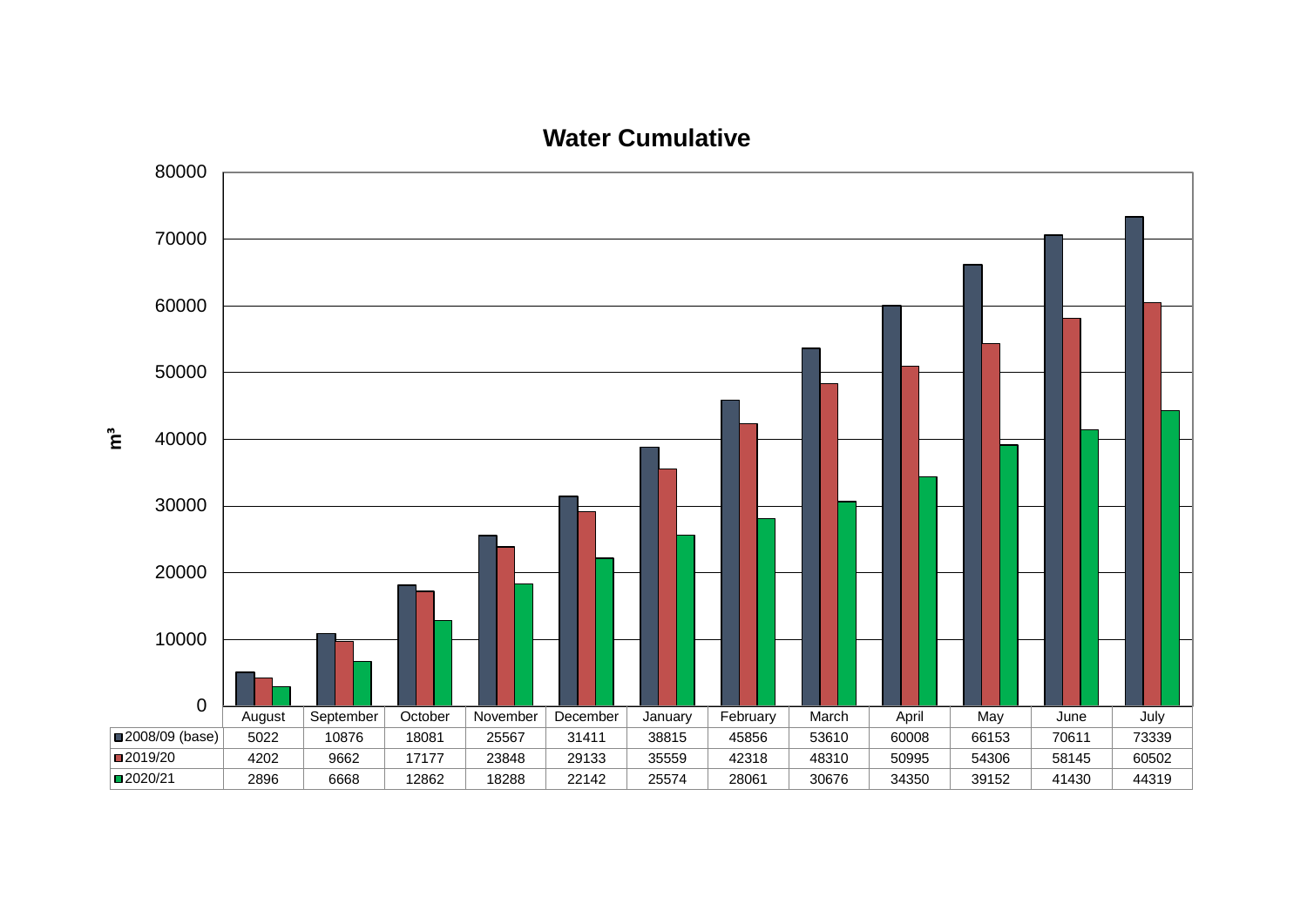# Water Cumulative

$m^3$

| | August | September | October | November | December | January | February | March | April | May | June | July |
|---|---|---|---|---|---|---|---|---|---|---|---|---|
| 2008/09 (base) | 5022 | 10876 | 18081 | 25567 | 31411 | 38815 | 45856 | 53610 | 60008 | 66153 | 70611 | 73339 |
| 2019/20 | 4202 | 9662 | 17177 | 23848 | 29133 | 35559 | 42318 | 48310 | 50995 | 54306 | 58145 | 60502 |
| 2020/21 | 2896 | 6668 | 12862 | 18288 | 22142 | 25574 | 28061 | 30676 | 34350 | 39152 | 41430 | 44319 |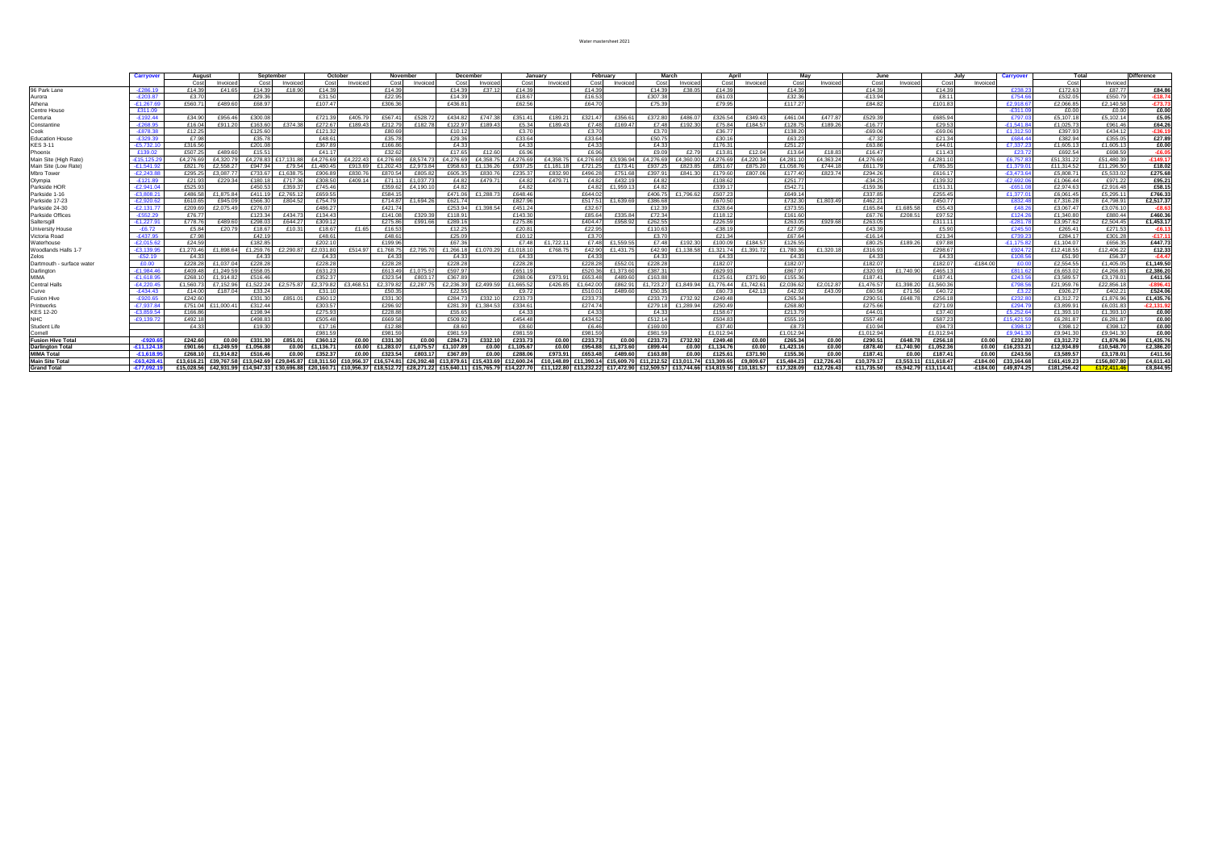Water mastersheet 2021

| | Carryover | August | | September | | October | | November | | December | | January | | February | | March | | April | | May | | June | | July | | Carryover | Total | | Difference |
|---|---|---|---|---|---|---|---|---|---|---|---|---|---|---|---|---|---|---|---|---|---|---|---|---|---|---|---|---|---|
| | | Cost | Invoiced | Cost | Invoiced | Cost | Invoiced | Cost | Invoiced | Cost | Invoiced | Cost | Invoiced | Cost | Invoiced | Cost | Invoiced | Cost | Invoiced | Cost | Invoiced | Cost | Invoiced | Cost | Invoiced | | Cost | Invoiced | |
| 96 Park Lane | -£286.19 | £14.39 | £41.65 | £14.39 | £18.90 | £14.39 | | £14.39 | | £14.39 | £37.12 | £14.39 | | £14.39 | | £14.39 | £38.05 | £14.39 | | £14.39 | | £14.39 | | £14.39 | | £238.23 | £172.63 | £87.77 | £84.86 |
| Aurora | -£203.87 | £3.70 | | £29.36 | | £31.50 | | £22.95 | | £14.39 | | £18.67 | | £16.53 | | £307.38 | | £61.03 | | £32.36 | | -£13.94 | | £8.11 | | £754.66 | £532.05 | £550.79 | -£18.74 |
| Athena | -£1,267.69 | £560.71 | £489.60 | £68.97 | | £107.47 | | £306.36 | | £436.81 | | £62.56 | | £64.70 | | £75.39 | | £79.95 | | £117.27 | | £84.82 | | £101.83 | | £2,918.67 | £2,066.85 | £2,140.58 | -£73.73 |
| Centre House | £311.09 | | | | | | | | | | | | | | | | | | | | | | | | | -£311.09 | £0.00 | £0.00 | £0.00 |
| Centuria | -£102.44 | £34.90 | £956.46 | £300.08 | | £721.39 | £405.79 | £567.41 | £528.72 | £434.82 | £747.38 | £351.41 | £189.21 | £321.47 | £356.61 | £372.80 | £486.07 | £326.54 | £349.43 | £461.04 | £477.87 | £529.39 | | £685.94 | | £797.03 | £5,107.18 | £5,102.14 | £5.05 |
| Constantine | -£268.95 | £16.04 | £911.20 | £163.60 | £374.38 | £272.67 | £189.43 | £212.79 | £182.78 | £122.97 | £189.43 | £5.34 | £189.43 | £7.48 | £169.47 | £7.48 | £192.30 | £75.84 | £184.57 | £128.75 | £189.26 | -£16.77 | | £29.53 | | -£1,541.84 | £1,025.73 | £961.46 | £64.26 |
| Cook | -£878.38 | £12.25 | | £125.60 | | £121.32 | | £80.69 | | £10.12 | | £3.70 | | £3.70 | | £3.70 | | £36.77 | | £138.20 | | -£69.06 | | -£69.06 | | £1,312.50 | £397.93 | £434.12 | -£36.19 |
| Education House | -£329.39 | £7.98 | | £35.78 | | £48.61 | | £35.78 | | £29.36 | | £33.64 | | £33.64 | | £50.75 | | £30.16 | | £63.23 | | £63.86 | | £21.34 | | £684.44 | £382.94 | £355.05 | £27.89 |
| KES 3-11 | -£5,732.10 | £316.56 | | £201.08 | | £367.89 | | £166.86 | | £4.33 | | £4.33 | | £4.33 | | £4.33 | | £176.31 | | £251.27 | | £63.86 | | £44.01 | | £7,337.23 | £1,605.13 | £1,605.13 | £0.00 |
| Phoenix | £139.02 | £507.25 | £489.60 | £15.51 | | £41.17 | | £32.62 | | £17.65 | £12.60 | £6.96 | | £6.96 | | £9.09 | £2.79 | £13.81 | £12.04 | £13.64 | £18.83 | £16.47 | | £11.43 | | £23.72 | £692.54 | £698.59 | -£6.05 |
| Main Site (High Rate) | -£15,125.29 | £4,276.69 | £4,320.79 | £4,278.83 | £17,131.88 | £4,276.69 | £4,222.43 | £4,276.69 | £8,574.73 | £4,276.69 | £4,358.75 | £4,276.69 | £4,358.75 | £4,276.69 | £3,936.94 | £4,276.69 | £4,360.00 | £4,276.69 | £4,220.34 | £4,281.10 | £4,363.24 | £4,276.69 | | £4,281.10 | | -£6,757.83 | £51,331.22 | £51,480.39 | -£149.17 |
| Main Site (Low Rate) | -£1,541.92 | £821.76 | £2,558.27 | £947.94 | £79.54 | £1,480.45 | £913.69 | £1,202.43 | £2,973.84 | £958.63 | £1,136.26 | £937.25 | £1,181.18 | £721.25 | £173.41 | £937.25 | £823.85 | £851.67 | £875.20 | £1,058.76 | £744.18 | £611.79 | | £785.35 | | -£1,379.01 | £11,314.52 | £11,296.50 | £18.02 |
| Mbro Tower | -£2,243.88 | £295.25 | £3,087.77 | £733.67 | £1,638.75 | £906.89 | £830.76 | £870.54 | £805.82 | £605.35 | £830.76 | £235.37 | £832.90 | £496.28 | £751.68 | £397.91 | £841.30 | £179.60 | £807.06 | £177.40 | £823.74 | £294.26 | | £616.17 | | -£3,473.64 | £5,808.71 | £5,533.02 | £275.68 |
| Olympia | -£121.89 | £21.93 | £229.34 | £180.18 | £717.36 | £308.50 | £409.14 | £71.11 | £1,037.73 | £4.82 | £479.71 | £4.82 | £479.71 | £4.82 | £432.19 | £4.82 | | £108.62 | | £251.77 | | -£34.25 | | £139.32 | | -£2,692.06 | £1,066.44 | £971.22 | £95.21 |
| Parkside HOR | -£2,941.04 | £525.93 | | £450.53 | £359.37 | £745.46 | | £359.62 | £4,190.10 | £4.82 | | £4.82 | | £4.82 | £1,959.13 | £4.82 | | £339.17 | | £542.71 | | -£159.36 | | £151.31 | | -£651.08 | £2,974.63 | £2,916.48 | £58.15 |
| Parkside 1-16 | -£3,808.21 | £486.58 | £1,875.84 | £411.19 | £2,765.12 | £659.55 | | £584.15 | | £471.06 | £1,288.73 | £648.46 | | £644.02 | | £406.75 | £1,796.62 | £507.23 | | £649.14 | | £337.85 | | £255.45 | | -£1,377.01 | £6,061.45 | £5,295.11 | £766.33 |
| Parkside 17-23 | -£2,920.62 | £610.65 | £945.09 | £566.30 | £804.52 | £754.79 | | £714.87 | £1,694.26 | £621.74 | | £827.96 | | £517.51 | £1,639.69 | £386.68 | | £670.50 | | £732.30 | £1,803.49 | £462.21 | | £450.77 | | £832.48 | £7,316.28 | £4,798.91 | £2,517.37 |
| Parkside 24-30 | -£2,131.77 | £209.69 | £2,075.49 | £276.07 | | £486.27 | | £421.74 | | £253.94 | £1,398.54 | £451.24 | | £32.67 | | £12.39 | | £328.64 | | £373.55 | | £165.84 | £1,685.58 | £55.43 | | £48.26 | £3,067.47 | £3,076.10 | -£8.63 |
| Parkside Offices | -£552.29 | £76.77 | | £123.34 | £434.73 | £134.43 | | £141.08 | £329.39 | £118.91 | | £143.30 | | £85.64 | £335.84 | £72.34 | | £118.12 | | £161.60 | | £67.76 | £208.51 | £97.52 | | £124.26 | £1,340.80 | £880.44 | £460.36 |
| Saltersgill | -£1,227.91 | £778.76 | £489.60 | £298.03 | £644.27 | £309.12 | | £275.86 | £991.66 | £289.16 | | £275.86 | | £404.47 | £958.92 | £262.55 | | £226.59 | | £263.05 | £929.68 | £263.05 | | £311.11 | | -£281.78 | £3,957.62 | £2,504.45 | £1,453.17 |
| University House | -£6.72 | £5.84 | £20.79 | £18.67 | £10.31 | £18.67 | £1.65 | £16.53 | | £12.25 | | £20.81 | | £22.95 | | £110.63 | | -£38.19 | | £27.95 | | £43.39 | | £5.90 | | £245.50 | £265.41 | £271.53 | -£6.13 |
| Victoria Road | -£437.95 | £7.98 | | £42.19 | | £48.61 | | £48.61 | | £25.09 | | £10.12 | | £3.70 | | £3.70 | | £21.34 | | £67.64 | | -£16.14 | | £21.34 | | £739.23 | £284.17 | £301.28 | -£17.11 |
| Waterhouse | -£2,015.62 | £24.59 | | £182.85 | | £202.10 | | £199.96 | | £67.36 | | £7.48 | £1,722.11 | £7.48 | £1,559.55 | £7.48 | £192.30 | £100.09 | £184.57 | £126.55 | | £80.25 | £189.26 | £97.88 | | -£1,175.82 | £1,104.07 | £656.35 | £447.73 |
| Woodlands Halls 1-7 | -£3,139.95 | £1,270.46 | £1,898.64 | £1,259.76 | £2,290.87 | £2,031.80 | £514.97 | £1,768.75 | £2,795.70 | £1,266.18 | £1,070.29 | £1,018.10 | £768.75 | £42.90 | £1,431.75 | £42.90 | £1,138.58 | £1,321.74 | £1,391.72 | £1,780.36 | £1,320.18 | £316.93 | | £298.67 | | £924.72 | £12,418.55 | £12,406.22 | £12.33 |
| Zelos | -£52.19 | £4.33 | | £4.33 | | £4.33 | | £4.33 | | £4.33 | | £4.33 | | £4.33 | | £4.33 | | £4.33 | | £4.33 | | £4.33 | | £4.33 | | £108.56 | £51.90 | £56.37 | -£4.47 |
| Dartmouth - surface water | £0.00 | £228.28 | £1,037.04 | £228.28 | | £228.28 | | £228.28 | | £228.28 | | £228.28 | | £228.28 | £552.01 | £228.28 | | £182.07 | | £182.07 | | £182.07 | | £182.07 | -£184.00 | £0.00 | £2,554.55 | £1,405.05 | £1,149.50 |
| Darlington | -£1,984.46 | £409.48 | £1,249.59 | £558.05 | | £631.23 | | £613.49 | £1,075.57 | £597.97 | | £651.19 | | £520.36 | £1,373.60 | £387.31 | | £629.93 | | £867.97 | | £320.93 | £1,740.90 | £465.13 | | £811.62 | £6,653.02 | £4,266.83 | £2,386.20 |
| MIMA | -£1,618.95 | £268.10 | £1,914.82 | £516.46 | | £352.37 | | £323.54 | £803.17 | £367.89 | | £288.06 | £973.91 | £653.48 | £489.60 | £163.88 | | £125.61 | £371.90 | £155.36 | | £187.41 | | £187.41 | | £243.56 | £3,589.57 | £3,178.01 | £411.56 |
| Central Halls | -£4,220.45 | £1,560.73 | £7,152.96 | £1,522.24 | £2,575.87 | £2,379.82 | £3,468.51 | £2,379.82 | £2,287.75 | £2,236.39 | £2,499.59 | £1,665.52 | £426.85 | £1,642.00 | £862.91 | £1,723.27 | £1,849.94 | £1,776.44 | £1,742.61 | £2,036.62 | £2,012.87 | £1,476.57 | £1,398.20 | £1,560.36 | | £798.56 | £21,959.76 | £22,856.18 | -£896.41 |
| Curve | -£434.43 | £14.00 | £187.04 | £33.24 | | £31.10 | | £50.35 | | £22.55 | | £9.72 | | £510.01 | £489.60 | £50.35 | | £60.73 | £42.13 | £42.92 | £43.09 | £60.56 | £71.56 | £40.72 | | £3.22 | £926.27 | £402.21 | £524.06 |
| Fusion Hive | -£920.65 | £242.60 | | £331.30 | £851.01 | £360.12 | | £331.30 | | £284.73 | £332.10 | £233.73 | | £233.73 | | £233.73 | £732.92 | £249.48 | | £265.34 | | £290.51 | £648.78 | £256.18 | | £232.80 | £3,312.72 | £1,876.96 | £1,435.76 |
| Printworks | -£7,937.84 | £751.04 | £11,000.41 | £312.44 | | £303.57 | | £296.92 | | £281.39 | £1,384.53 | £334.61 | | £274.74 | | £279.18 | £1,289.94 | £250.49 | | £268.80 | | £275.66 | | £271.09 | | £294.79 | £3,899.91 | £6,031.83 | -£2,131.92 |
| KES 12-20 | -£3,859.54 | £166.86 | | £198.94 | | £275.93 | | £228.88 | | £55.65 | | £4.33 | | £4.33 | | £4.33 | | £158.67 | | £213.79 | | £44.01 | | £37.40 | | -£5,252.64 | £1,393.10 | £1,393.10 | £0.00 |
| NHC | -£9,139.72 | £492.18 | | £498.83 | | £505.48 | | £669.58 | | £509.92 | | £454.48 | | £434.52 | | £512.14 | | £504.83 | | £555.19 | | £557.48 | | £587.23 | | £15,421.59 | £6,281.87 | £6,281.87 | £0.00 |
| Student Life | | £4.33 | | £19.30 | | £17.16 | | £12.88 | | £8.60 | | £8.60 | | £6.46 | | £169.00 | | £37.40 | | £8.73 | | £10.94 | | £94.73 | | £398.12 | £398.12 | £398.12 | £0.00 |
| Cornell | | | | | | £981.59 | | £981.59 | | £981.59 | | £981.59 | | £981.59 | | £981.59 | | £1,012.94 | | £1,012.94 | | £1,012.94 | | £1,012.94 | | £9,941.30 | £9,941.30 | £9,941.30 | £0.00 |
| **Fusion Hive Total** | **-£920.65** | **£242.60** | **£0.00** | **£331.30** | **£851.01** | **£360.12** | **£0.00** | **£331.30** | **£0.00** | **£284.73** | **£332.10** | **£233.73** | **£0.00** | **£233.73** | **£0.00** | **£233.73** | **£732.92** | **£249.48** | **£0.00** | **£265.34** | **£0.00** | **£290.51** | **£648.78** | **£256.18** | **£0.00** | **£232.80** | **£3,312.72** | **£1,876.96** | **£1,435.76** |
| **Darlington Total** | **-£11,124.18** | **£901.66** | **£1,249.59** | **£1,056.88** | **£0.00** | **£1,136.71** | **£0.00** | **£1,283.07** | **£1,075.57** | **£1,107.89** | **£0.00** | **£1,105.67** | **£0.00** | **£954.88** | **£1,373.60** | **£899.44** | **£0.00** | **£1,134.76** | **£0.00** | **£1,423.16** | **£0.00** | **£878.40** | **£1,740.90** | **£1,052.36** | **£0.00** | **£16,233.21** | **£12,934.89** | **£10,548.70** | **£2,386.20** |
| **MIMA Total** | **-£1,618.95** | **£268.10** | **£1,914.82** | **£516.46** | **£0.00** | **£352.37** | **£0.00** | **£323.54** | **£803.17** | **£367.89** | **£0.00** | **£288.06** | **£973.91** | **£653.48** | **£489.60** | **£163.88** | **£0.00** | **£125.61** | **£371.90** | **£155.36** | **£0.00** | **£187.41** | **£0.00** | **£187.41** | **£0.00** | **£243.56** | **£3,589.57** | **£3,178.01** | **£411.56** |
| **Main Site Total** | **-£63,428.41** | **£13,616.21** | **£39,767.58** | **£13,042.69** | **£29,845.87** | **£18,311.50** | **£10,956.37** | **£16,574.81** | **£26,392.48** | **£13,879.61** | **£15,433.69** | **£12,600.24** | **£10,148.89** | **£11,390.14** | **£15,609.70** | **£11,212.52** | **£13,011.74** | **£13,309.65** | **£9,809.67** | **£15,484.23** | **£12,726.43** | **£10,379.17** | **£3,553.11** | **£11,618.47** | **-£184.00** | **£33,164.68** | **£161,419.23** | **£156,807.80** | **£4,611.43** |
| **Grand Total** | **-£77,092.19** | **£15,028.56** | **£42,931.99** | **£14,947.33** | **£30,696.88** | **£20,160.71** | **£10,956.37** | **£18,512.72** | **£28,271.22** | **£15,640.11** | **£15,765.79** | **£14,227.70** | **£11,122.80** | **£13,232.22** | **£17,472.90** | **£12,509.57** | **£13,744.66** | **£14,819.50** | **£10,181.57** | **£17,328.09** | **£12,726.43** | **£11,735.50** | **£5,942.79** | **£13,114.41** | **-£184.00** | **£49,874.25** | **£181,256.42** | **£172,411.46** | **£8,844.95** |